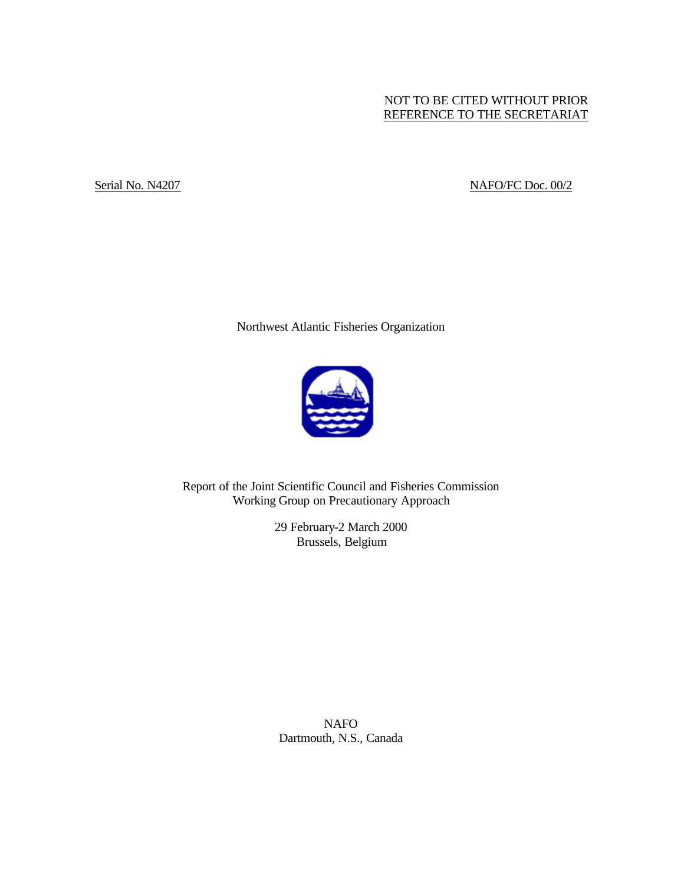NOT TO BE CITED WITHOUT PRIOR
REFERENCE TO THE SECRETARIAT

Serial No. N4207

NAFO/FC Doc. 00/2

Northwest Atlantic Fisheries Organization

# Report of the Joint Scientific Council and Fisheries Commission Working Group on Precautionary Approach

29 February-2 March 2000
Brussels, Belgium

NAFO
Dartmouth, N.S., Canada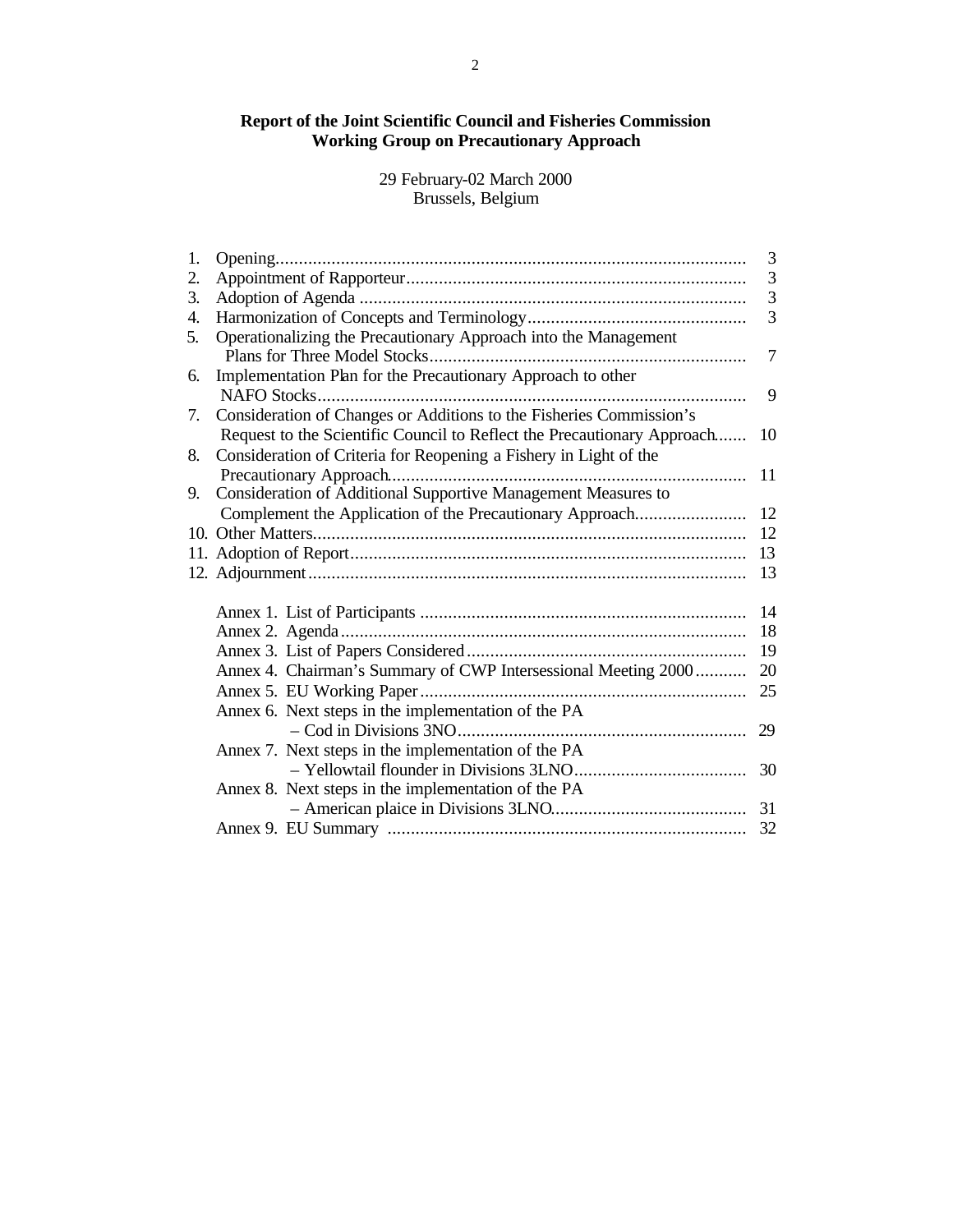# Report of the Joint Scientific Council and Fisheries Commission Working Group on Precautionary Approach

29 February-02 March 2000
Brussels, Belgium

| | | |
|---|---|---|
| 1. | Opening | 3 |
| 2. | Appointment of Rapporteur | 3 |
| 3. | Adoption of Agenda | 3 |
| 4. | Harmonization of Concepts and Terminology | 3 |
| 5. | Operationalizing the Precautionary Approach into the Management Plans for Three Model Stocks | 7 |
| 6. | Implementation Plan for the Precautionary Approach to other NAFO Stocks | 9 |
| 7. | Consideration of Changes or Additions to the Fisheries Commission's Request to the Scientific Council to Reflect the Precautionary Approach | 10 |
| 8. | Consideration of Criteria for Reopening a Fishery in Light of the Precautionary Approach | 11 |
| 9. | Consideration of Additional Supportive Management Measures to Complement the Application of the Precautionary Approach | 12 |
| 10. | Other Matters | 12 |
| 11. | Adoption of Report | 13 |
| 12. | Adjournment | 13 |
| | Annex 1. List of Participants | 14 |
| | Annex 2. Agenda | 18 |
| | Annex 3. List of Papers Considered | 19 |
| | Annex 4. Chairman's Summary of CWP Intersessional Meeting 2000 | 20 |
| | Annex 5. EU Working Paper | 25 |
| | Annex 6. Next steps in the implementation of the PA – Cod in Divisions 3NO | 29 |
| | Annex 7. Next steps in the implementation of the PA – Yellowtail flounder in Divisions 3LNO | 30 |
| | Annex 8. Next steps in the implementation of the PA – American plaice in Divisions 3LNO | 31 |
| | Annex 9. EU Summary | 32 |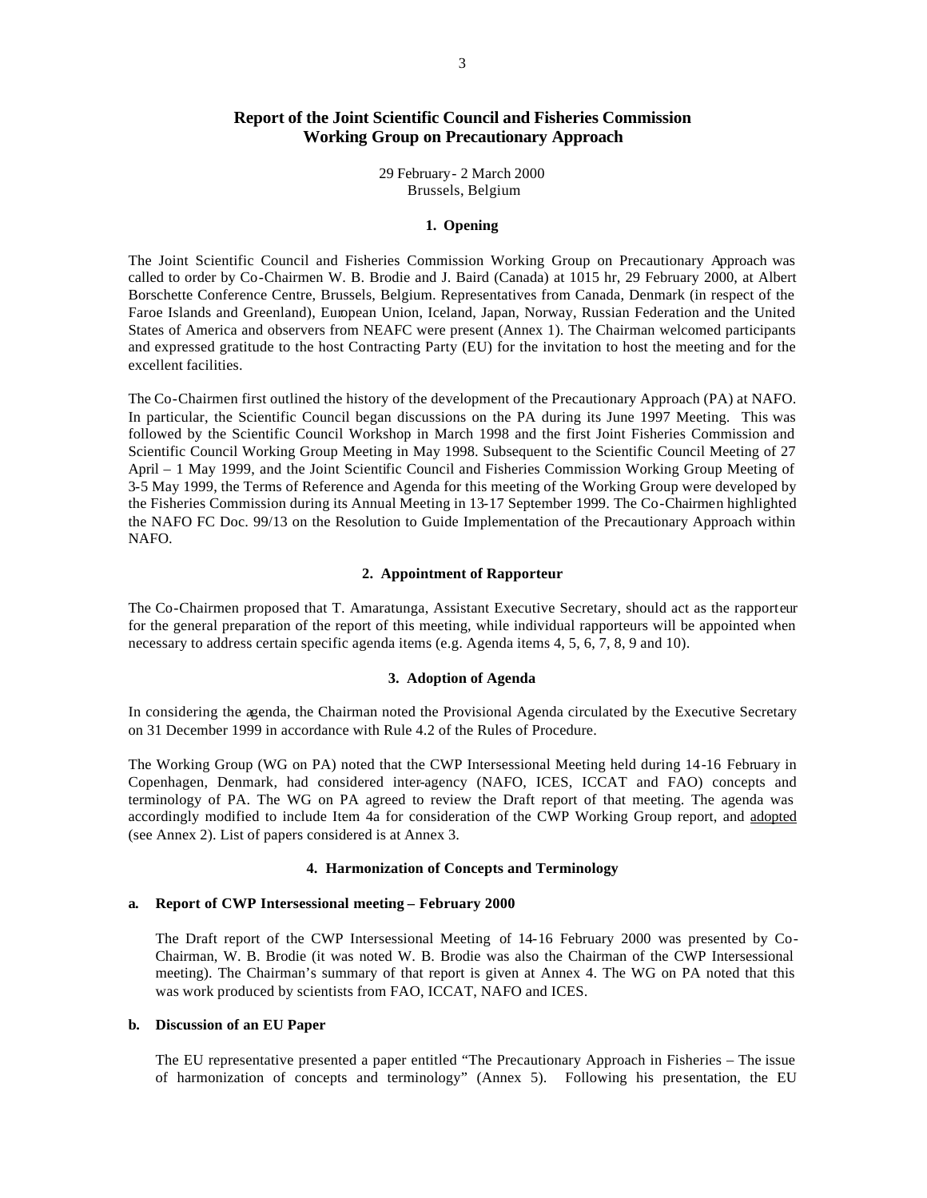# Report of the Joint Scientific Council and Fisheries Commission Working Group on Precautionary Approach

29 February - 2 March 2000
Brussels, Belgium

## 1. Opening

The Joint Scientific Council and Fisheries Commission Working Group on Precautionary Approach was called to order by Co-Chairmen W. B. Brodie and J. Baird (Canada) at 1015 hr, 29 February 2000, at Albert Borschette Conference Centre, Brussels, Belgium. Representatives from Canada, Denmark (in respect of the Faroe Islands and Greenland), European Union, Iceland, Japan, Norway, Russian Federation and the United States of America and observers from NEAFC were present (Annex 1). The Chairman welcomed participants and expressed gratitude to the host Contracting Party (EU) for the invitation to host the meeting and for the excellent facilities.

The Co-Chairmen first outlined the history of the development of the Precautionary Approach (PA) at NAFO. In particular, the Scientific Council began discussions on the PA during its June 1997 Meeting. This was followed by the Scientific Council Workshop in March 1998 and the first Joint Fisheries Commission and Scientific Council Working Group Meeting in May 1998. Subsequent to the Scientific Council Meeting of 27 April – 1 May 1999, and the Joint Scientific Council and Fisheries Commission Working Group Meeting of 3-5 May 1999, the Terms of Reference and Agenda for this meeting of the Working Group were developed by the Fisheries Commission during its Annual Meeting in 13-17 September 1999. The Co-Chairmen highlighted the NAFO FC Doc. 99/13 on the Resolution to Guide Implementation of the Precautionary Approach within NAFO.

## 2. Appointment of Rapporteur

The Co-Chairmen proposed that T. Amaratunga, Assistant Executive Secretary, should act as the rapporteur for the general preparation of the report of this meeting, while individual rapporteurs will be appointed when necessary to address certain specific agenda items (e.g. Agenda items 4, 5, 6, 7, 8, 9 and 10).

## 3. Adoption of Agenda

In considering the agenda, the Chairman noted the Provisional Agenda circulated by the Executive Secretary on 31 December 1999 in accordance with Rule 4.2 of the Rules of Procedure.

The Working Group (WG on PA) noted that the CWP Intersessional Meeting held during 14-16 February in Copenhagen, Denmark, had considered inter-agency (NAFO, ICES, ICCAT and FAO) concepts and terminology of PA. The WG on PA agreed to review the Draft report of that meeting. The agenda was accordingly modified to include Item 4a for consideration of the CWP Working Group report, and adopted (see Annex 2). List of papers considered is at Annex 3.

## 4. Harmonization of Concepts and Terminology

### a. Report of CWP Intersessional meeting – February 2000

The Draft report of the CWP Intersessional Meeting of 14-16 February 2000 was presented by Co-Chairman, W. B. Brodie (it was noted W. B. Brodie was also the Chairman of the CWP Intersessional meeting). The Chairman's summary of that report is given at Annex 4. The WG on PA noted that this was work produced by scientists from FAO, ICCAT, NAFO and ICES.

### b. Discussion of an EU Paper

The EU representative presented a paper entitled "The Precautionary Approach in Fisheries – The issue of harmonization of concepts and terminology" (Annex 5). Following his presentation, the EU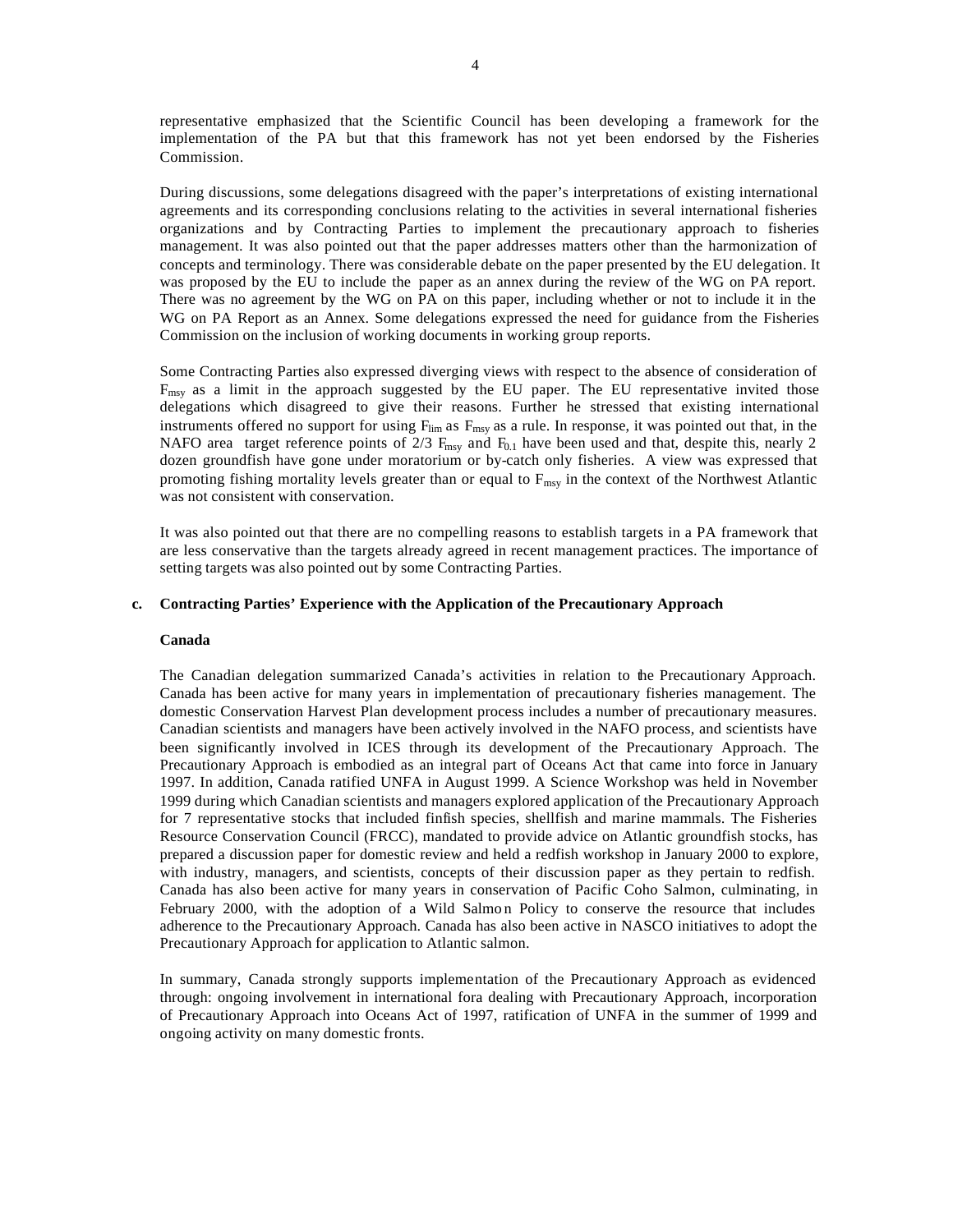representative emphasized that the Scientific Council has been developing a framework for the implementation of the PA but that this framework has not yet been endorsed by the Fisheries Commission.

During discussions, some delegations disagreed with the paper's interpretations of existing international agreements and its corresponding conclusions relating to the activities in several international fisheries organizations and by Contracting Parties to implement the precautionary approach to fisheries management. It was also pointed out that the paper addresses matters other than the harmonization of concepts and terminology. There was considerable debate on the paper presented by the EU delegation. It was proposed by the EU to include the paper as an annex during the review of the WG on PA report. There was no agreement by the WG on PA on this paper, including whether or not to include it in the WG on PA Report as an Annex. Some delegations expressed the need for guidance from the Fisheries Commission on the inclusion of working documents in working group reports.

Some Contracting Parties also expressed diverging views with respect to the absence of consideration of $F_{msy}$ as a limit in the approach suggested by the EU paper. The EU representative invited those delegations which disagreed to give their reasons. Further he stressed that existing international instruments offered no support for using $F_{lim}$ as $F_{msy}$ as a rule. In response, it was pointed out that, in the NAFO area target reference points of 2/3 $F_{msy}$ and $F_{0.1}$ have been used and that, despite this, nearly 2 dozen groundfish have gone under moratorium or by-catch only fisheries. A view was expressed that promoting fishing mortality levels greater than or equal to $F_{msy}$ in the context of the Northwest Atlantic was not consistent with conservation.

It was also pointed out that there are no compelling reasons to establish targets in a PA framework that are less conservative than the targets already agreed in recent management practices. The importance of setting targets was also pointed out by some Contracting Parties.

**c. Contracting Parties' Experience with the Application of the Precautionary Approach**

**Canada**

The Canadian delegation summarized Canada's activities in relation to the Precautionary Approach. Canada has been active for many years in implementation of precautionary fisheries management. The domestic Conservation Harvest Plan development process includes a number of precautionary measures. Canadian scientists and managers have been actively involved in the NAFO process, and scientists have been significantly involved in ICES through its development of the Precautionary Approach. The Precautionary Approach is embodied as an integral part of Oceans Act that came into force in January 1997. In addition, Canada ratified UNFA in August 1999. A Science Workshop was held in November 1999 during which Canadian scientists and managers explored application of the Precautionary Approach for 7 representative stocks that included finfish species, shellfish and marine mammals. The Fisheries Resource Conservation Council (FRCC), mandated to provide advice on Atlantic groundfish stocks, has prepared a discussion paper for domestic review and held a redfish workshop in January 2000 to explore, with industry, managers, and scientists, concepts of their discussion paper as they pertain to redfish. Canada has also been active for many years in conservation of Pacific Coho Salmon, culminating, in February 2000, with the adoption of a Wild Salmon Policy to conserve the resource that includes adherence to the Precautionary Approach. Canada has also been active in NASCO initiatives to adopt the Precautionary Approach for application to Atlantic salmon.

In summary, Canada strongly supports implementation of the Precautionary Approach as evidenced through: ongoing involvement in international fora dealing with Precautionary Approach, incorporation of Precautionary Approach into Oceans Act of 1997, ratification of UNFA in the summer of 1999 and ongoing activity on many domestic fronts.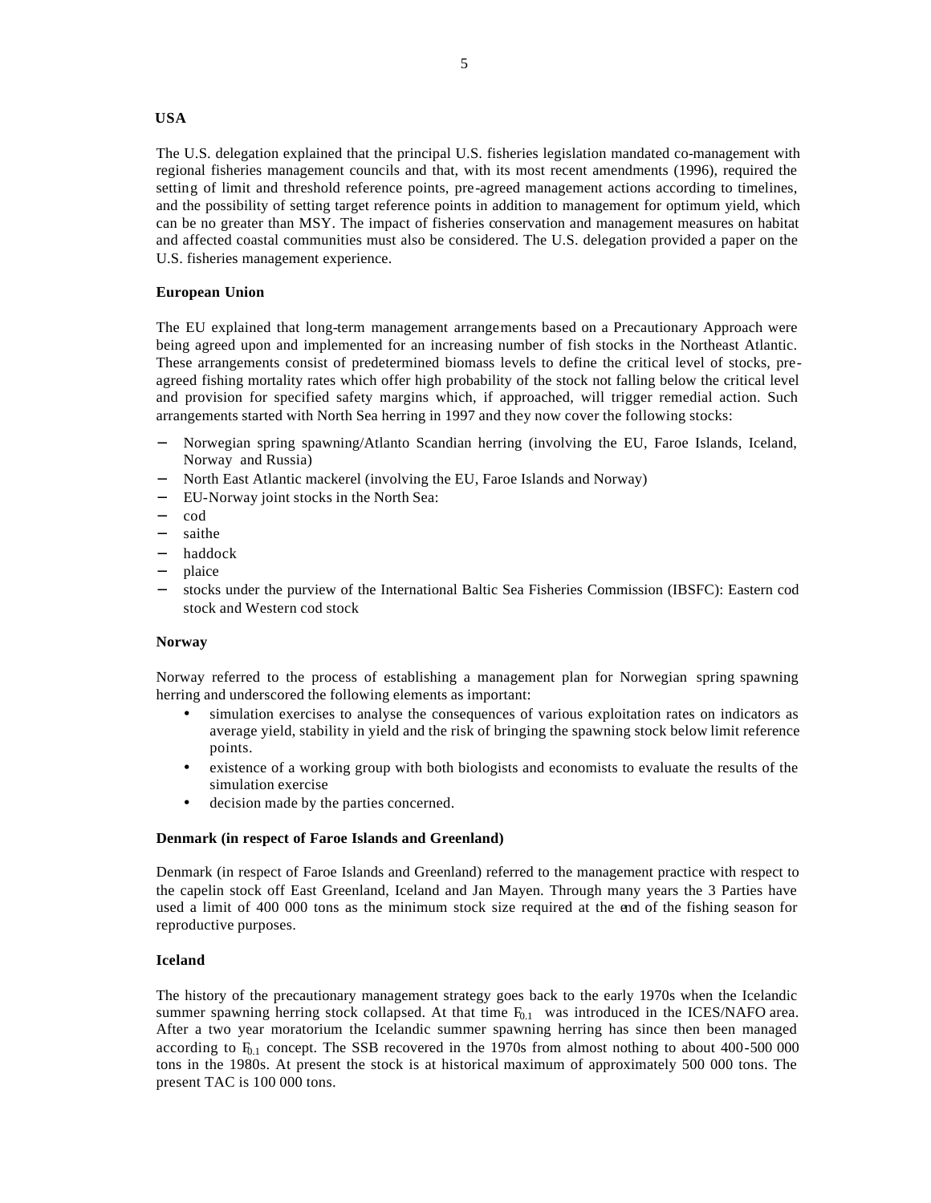**USA**

The U.S. delegation explained that the principal U.S. fisheries legislation mandated co-management with regional fisheries management councils and that, with its most recent amendments (1996), required the setting of limit and threshold reference points, pre-agreed management actions according to timelines, and the possibility of setting target reference points in addition to management for optimum yield, which can be no greater than MSY. The impact of fisheries conservation and management measures on habitat and affected coastal communities must also be considered. The U.S. delegation provided a paper on the U.S. fisheries management experience.

**European Union**

The EU explained that long-term management arrangements based on a Precautionary Approach were being agreed upon and implemented for an increasing number of fish stocks in the Northeast Atlantic. These arrangements consist of predetermined biomass levels to define the critical level of stocks, pre-agreed fishing mortality rates which offer high probability of the stock not falling below the critical level and provision for specified safety margins which, if approached, will trigger remedial action. Such arrangements started with North Sea herring in 1997 and they now cover the following stocks:

- Norwegian spring spawning/Atlanto Scandian herring (involving the EU, Faroe Islands, Iceland, Norway and Russia)
- North East Atlantic mackerel (involving the EU, Faroe Islands and Norway)
- EU-Norway joint stocks in the North Sea:
- cod
- saithe
- haddock
- plaice
- stocks under the purview of the International Baltic Sea Fisheries Commission (IBSFC): Eastern cod stock and Western cod stock

**Norway**

Norway referred to the process of establishing a management plan for Norwegian spring spawning herring and underscored the following elements as important:

- simulation exercises to analyse the consequences of various exploitation rates on indicators as average yield, stability in yield and the risk of bringing the spawning stock below limit reference points.
- existence of a working group with both biologists and economists to evaluate the results of the simulation exercise
- decision made by the parties concerned.

**Denmark (in respect of Faroe Islands and Greenland)**

Denmark (in respect of Faroe Islands and Greenland) referred to the management practice with respect to the capelin stock off East Greenland, Iceland and Jan Mayen. Through many years the 3 Parties have used a limit of 400 000 tons as the minimum stock size required at the end of the fishing season for reproductive purposes.

**Iceland**

The history of the precautionary management strategy goes back to the early 1970s when the Icelandic summer spawning herring stock collapsed. At that time $F_{0.1}$ was introduced in the ICES/NAFO area. After a two year moratorium the Icelandic summer spawning herring has since then been managed according to $F_{0.1}$ concept. The SSB recovered in the 1970s from almost nothing to about 400-500 000 tons in the 1980s. At present the stock is at historical maximum of approximately 500 000 tons. The present TAC is 100 000 tons.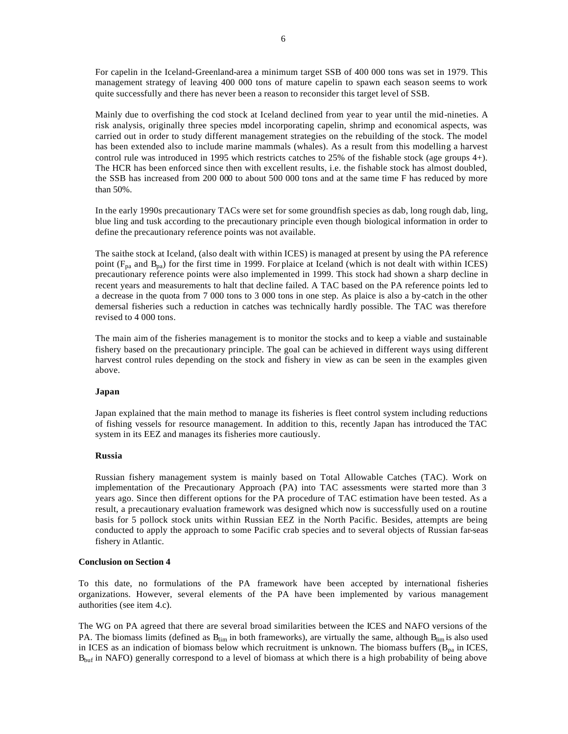For capelin in the Iceland-Greenland-area a minimum target SSB of 400 000 tons was set in 1979. This management strategy of leaving 400 000 tons of mature capelin to spawn each season seems to work quite successfully and there has never been a reason to reconsider this target level of SSB.

Mainly due to overfishing the cod stock at Iceland declined from year to year until the mid-nineties. A risk analysis, originally three species model incorporating capelin, shrimp and economical aspects, was carried out in order to study different management strategies on the rebuilding of the stock. The model has been extended also to include marine mammals (whales). As a result from this modelling a harvest control rule was introduced in 1995 which restricts catches to 25% of the fishable stock (age groups 4+). The HCR has been enforced since then with excellent results, i.e. the fishable stock has almost doubled, the SSB has increased from 200 000 to about 500 000 tons and at the same time F has reduced by more than 50%.

In the early 1990s precautionary TACs were set for some groundfish species as dab, long rough dab, ling, blue ling and tusk according to the precautionary principle even though biological information in order to define the precautionary reference points was not available.

The saithe stock at Iceland, (also dealt with within ICES) is managed at present by using the PA reference point ($F_{pa}$ and $B_{pa}$) for the first time in 1999. For plaice at Iceland (which is not dealt with within ICES) precautionary reference points were also implemented in 1999. This stock had shown a sharp decline in recent years and measurements to halt that decline failed. A TAC based on the PA reference points led to a decrease in the quota from 7 000 tons to 3 000 tons in one step. As plaice is also a by-catch in the other demersal fisheries such a reduction in catches was technically hardly possible. The TAC was therefore revised to 4 000 tons.

The main aim of the fisheries management is to monitor the stocks and to keep a viable and sustainable fishery based on the precautionary principle. The goal can be achieved in different ways using different harvest control rules depending on the stock and fishery in view as can be seen in the examples given above.

### Japan

Japan explained that the main method to manage its fisheries is fleet control system including reductions of fishing vessels for resource management. In addition to this, recently Japan has introduced the TAC system in its EEZ and manages its fisheries more cautiously.

### Russia

Russian fishery management system is mainly based on Total Allowable Catches (TAC). Work on implementation of the Precautionary Approach (PA) into TAC assessments were started more than 3 years ago. Since then different options for the PA procedure of TAC estimation have been tested. As a result, a precautionary evaluation framework was designed which now is successfully used on a routine basis for 5 pollock stock units within Russian EEZ in the North Pacific. Besides, attempts are being conducted to apply the approach to some Pacific crab species and to several objects of Russian far-seas fishery in Atlantic.

## Conclusion on Section 4

To this date, no formulations of the PA framework have been accepted by international fisheries organizations. However, several elements of the PA have been implemented by various management authorities (see item 4.c).

The WG on PA agreed that there are several broad similarities between the ICES and NAFO versions of the PA. The biomass limits (defined as $B_{lim}$ in both frameworks), are virtually the same, although $B_{lim}$ is also used in ICES as an indication of biomass below which recruitment is unknown. The biomass buffers ($B_{pa}$ in ICES, $B_{buf}$ in NAFO) generally correspond to a level of biomass at which there is a high probability of being above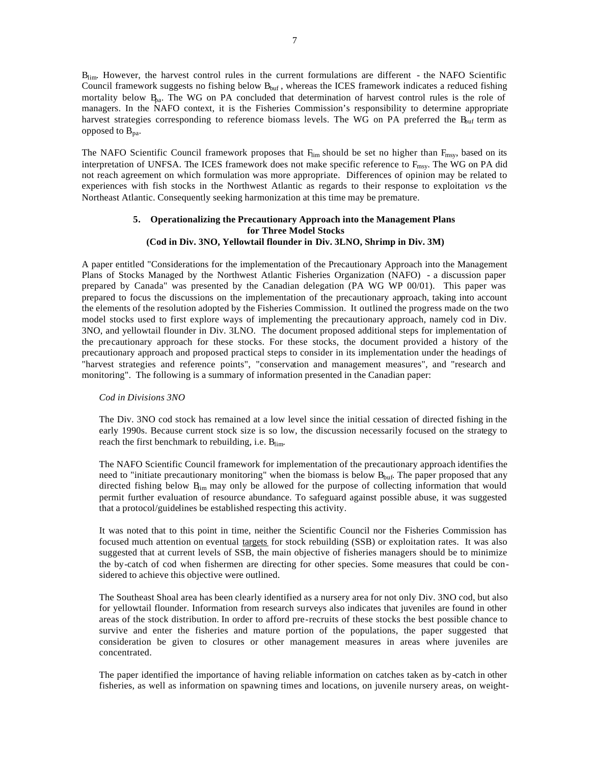$B_{lim}$. However, the harvest control rules in the current formulations are different - the NAFO Scientific Council framework suggests no fishing below $B_{buf}$, whereas the ICES framework indicates a reduced fishing mortality below $B_{pa}$. The WG on PA concluded that determination of harvest control rules is the role of managers. In the NAFO context, it is the Fisheries Commission's responsibility to determine appropriate harvest strategies corresponding to reference biomass levels. The WG on PA preferred the $B_{buf}$ term as opposed to $B_{pa}$.

The NAFO Scientific Council framework proposes that $F_{lim}$ should be set no higher than $F_{msy}$, based on its interpretation of UNFSA. The ICES framework does not make specific reference to $F_{msy}$. The WG on PA did not reach agreement on which formulation was more appropriate. Differences of opinion may be related to experiences with fish stocks in the Northwest Atlantic as regards to their response to exploitation *vs* the Northeast Atlantic. Consequently seeking harmonization at this time may be premature.

## 5. Operationalizing the Precautionary Approach into the Management Plans for Three Model Stocks (Cod in Div. 3NO, Yellowtail flounder in Div. 3LNO, Shrimp in Div. 3M)

A paper entitled "Considerations for the implementation of the Precautionary Approach into the Management Plans of Stocks Managed by the Northwest Atlantic Fisheries Organization (NAFO) - a discussion paper prepared by Canada" was presented by the Canadian delegation (PA WG WP 00/01). This paper was prepared to focus the discussions on the implementation of the precautionary approach, taking into account the elements of the resolution adopted by the Fisheries Commission. It outlined the progress made on the two model stocks used to first explore ways of implementing the precautionary approach, namely cod in Div. 3NO, and yellowtail flounder in Div. 3LNO. The document proposed additional steps for implementation of the precautionary approach for these stocks. For these stocks, the document provided a history of the precautionary approach and proposed practical steps to consider in its implementation under the headings of "harvest strategies and reference points", "conservation and management measures", and "research and monitoring". The following is a summary of information presented in the Canadian paper:

*Cod in Divisions 3NO*

The Div. 3NO cod stock has remained at a low level since the initial cessation of directed fishing in the early 1990s. Because current stock size is so low, the discussion necessarily focused on the strategy to reach the first benchmark to rebuilding, i.e. $B_{lim}$.

The NAFO Scientific Council framework for implementation of the precautionary approach identifies the need to "initiate precautionary monitoring" when the biomass is below $B_{buf}$. The paper proposed that any directed fishing below $B_{lim}$ may only be allowed for the purpose of collecting information that would permit further evaluation of resource abundance. To safeguard against possible abuse, it was suggested that a protocol/guidelines be established respecting this activity.

It was noted that to this point in time, neither the Scientific Council nor the Fisheries Commission has focused much attention on eventual targets for stock rebuilding (SSB) or exploitation rates. It was also suggested that at current levels of SSB, the main objective of fisheries managers should be to minimize the by-catch of cod when fishermen are directing for other species. Some measures that could be considered to achieve this objective were outlined.

The Southeast Shoal area has been clearly identified as a nursery area for not only Div. 3NO cod, but also for yellowtail flounder. Information from research surveys also indicates that juveniles are found in other areas of the stock distribution. In order to afford pre-recruits of these stocks the best possible chance to survive and enter the fisheries and mature portion of the populations, the paper suggested that consideration be given to closures or other management measures in areas where juveniles are concentrated.

The paper identified the importance of having reliable information on catches taken as by-catch in other fisheries, as well as information on spawning times and locations, on juvenile nursery areas, on weight-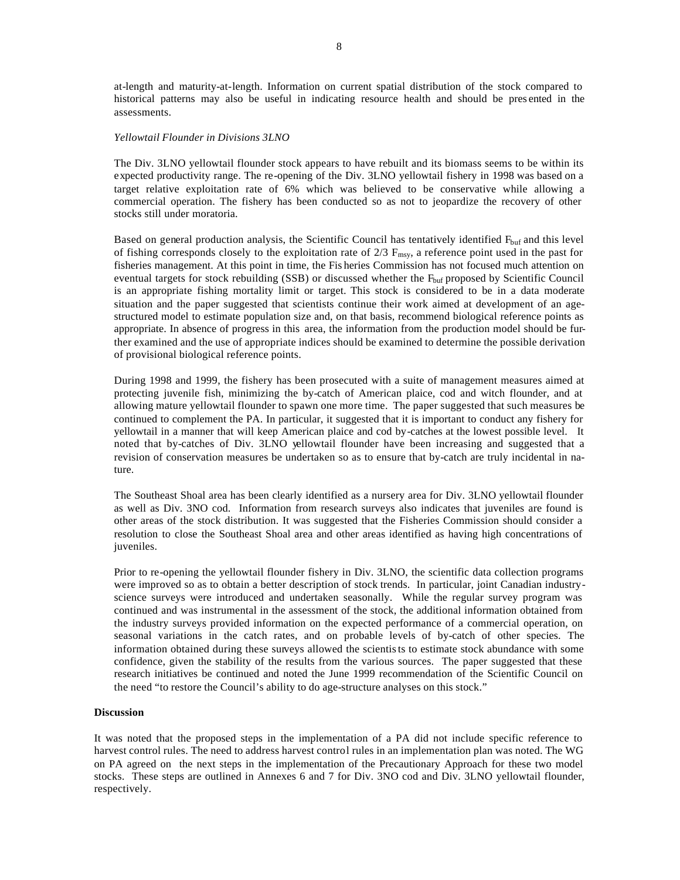at-length and maturity-at-length. Information on current spatial distribution of the stock compared to historical patterns may also be useful in indicating resource health and should be presented in the assessments.

*Yellowtail Flounder in Divisions 3LNO*

The Div. 3LNO yellowtail flounder stock appears to have rebuilt and its biomass seems to be within its expected productivity range. The re-opening of the Div. 3LNO yellowtail fishery in 1998 was based on a target relative exploitation rate of 6% which was believed to be conservative while allowing a commercial operation. The fishery has been conducted so as not to jeopardize the recovery of other stocks still under moratoria.

Based on general production analysis, the Scientific Council has tentatively identified $F_{buf}$ and this level of fishing corresponds closely to the exploitation rate of 2/3 $F_{msy}$, a reference point used in the past for fisheries management. At this point in time, the Fisheries Commission has not focused much attention on eventual targets for stock rebuilding (SSB) or discussed whether the $F_{buf}$ proposed by Scientific Council is an appropriate fishing mortality limit or target. This stock is considered to be in a data moderate situation and the paper suggested that scientists continue their work aimed at development of an age-structured model to estimate population size and, on that basis, recommend biological reference points as appropriate. In absence of progress in this area, the information from the production model should be further examined and the use of appropriate indices should be examined to determine the possible derivation of provisional biological reference points.

During 1998 and 1999, the fishery has been prosecuted with a suite of management measures aimed at protecting juvenile fish, minimizing the by-catch of American plaice, cod and witch flounder, and at allowing mature yellowtail flounder to spawn one more time. The paper suggested that such measures be continued to complement the PA. In particular, it suggested that it is important to conduct any fishery for yellowtail in a manner that will keep American plaice and cod by-catches at the lowest possible level. It noted that by-catches of Div. 3LNO yellowtail flounder have been increasing and suggested that a revision of conservation measures be undertaken so as to ensure that by-catch are truly incidental in nature.

The Southeast Shoal area has been clearly identified as a nursery area for Div. 3LNO yellowtail flounder as well as Div. 3NO cod. Information from research surveys also indicates that juveniles are found is other areas of the stock distribution. It was suggested that the Fisheries Commission should consider a resolution to close the Southeast Shoal area and other areas identified as having high concentrations of juveniles.

Prior to re-opening the yellowtail flounder fishery in Div. 3LNO, the scientific data collection programs were improved so as to obtain a better description of stock trends. In particular, joint Canadian industry-science surveys were introduced and undertaken seasonally. While the regular survey program was continued and was instrumental in the assessment of the stock, the additional information obtained from the industry surveys provided information on the expected performance of a commercial operation, on seasonal variations in the catch rates, and on probable levels of by-catch of other species. The information obtained during these surveys allowed the scientists to estimate stock abundance with some confidence, given the stability of the results from the various sources. The paper suggested that these research initiatives be continued and noted the June 1999 recommendation of the Scientific Council on the need "to restore the Council's ability to do age-structure analyses on this stock."

**Discussion**

It was noted that the proposed steps in the implementation of a PA did not include specific reference to harvest control rules. The need to address harvest control rules in an implementation plan was noted. The WG on PA agreed on the next steps in the implementation of the Precautionary Approach for these two model stocks. These steps are outlined in Annexes 6 and 7 for Div. 3NO cod and Div. 3LNO yellowtail flounder, respectively.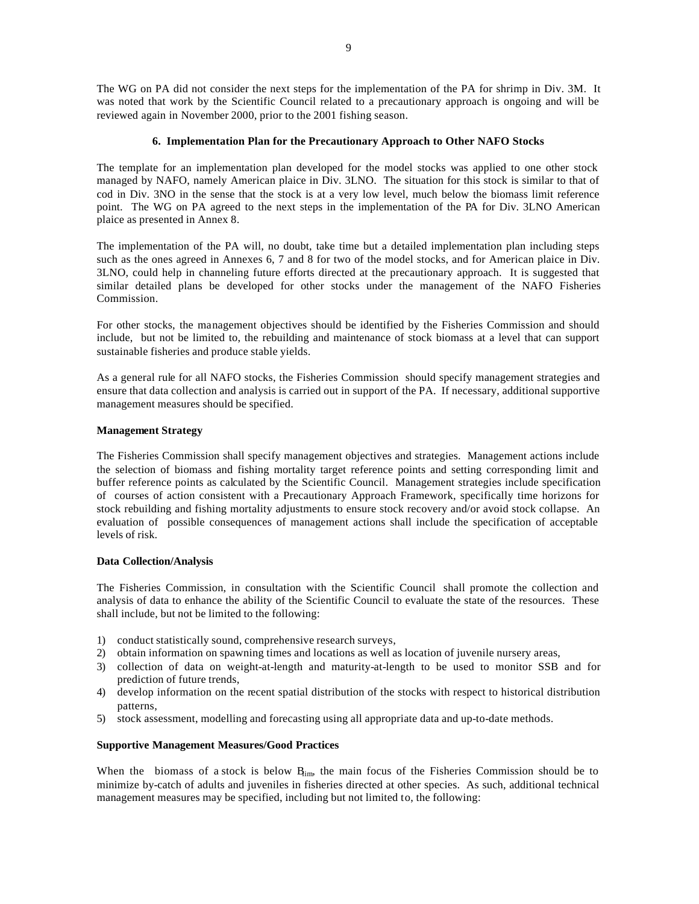The WG on PA did not consider the next steps for the implementation of the PA for shrimp in Div. 3M. It was noted that work by the Scientific Council related to a precautionary approach is ongoing and will be reviewed again in November 2000, prior to the 2001 fishing season.

### 6. Implementation Plan for the Precautionary Approach to Other NAFO Stocks

The template for an implementation plan developed for the model stocks was applied to one other stock managed by NAFO, namely American plaice in Div. 3LNO. The situation for this stock is similar to that of cod in Div. 3NO in the sense that the stock is at a very low level, much below the biomass limit reference point. The WG on PA agreed to the next steps in the implementation of the PA for Div. 3LNO American plaice as presented in Annex 8.

The implementation of the PA will, no doubt, take time but a detailed implementation plan including steps such as the ones agreed in Annexes 6, 7 and 8 for two of the model stocks, and for American plaice in Div. 3LNO, could help in channeling future efforts directed at the precautionary approach. It is suggested that similar detailed plans be developed for other stocks under the management of the NAFO Fisheries Commission.

For other stocks, the management objectives should be identified by the Fisheries Commission and should include, but not be limited to, the rebuilding and maintenance of stock biomass at a level that can support sustainable fisheries and produce stable yields.

As a general rule for all NAFO stocks, the Fisheries Commission should specify management strategies and ensure that data collection and analysis is carried out in support of the PA. If necessary, additional supportive management measures should be specified.

**Management Strategy**

The Fisheries Commission shall specify management objectives and strategies. Management actions include the selection of biomass and fishing mortality target reference points and setting corresponding limit and buffer reference points as calculated by the Scientific Council. Management strategies include specification of courses of action consistent with a Precautionary Approach Framework, specifically time horizons for stock rebuilding and fishing mortality adjustments to ensure stock recovery and/or avoid stock collapse. An evaluation of possible consequences of management actions shall include the specification of acceptable levels of risk.

**Data Collection/Analysis**

The Fisheries Commission, in consultation with the Scientific Council shall promote the collection and analysis of data to enhance the ability of the Scientific Council to evaluate the state of the resources. These shall include, but not be limited to the following:

1) conduct statistically sound, comprehensive research surveys,
2) obtain information on spawning times and locations as well as location of juvenile nursery areas,
3) collection of data on weight-at-length and maturity-at-length to be used to monitor SSB and for prediction of future trends,
4) develop information on the recent spatial distribution of the stocks with respect to historical distribution patterns,
5) stock assessment, modelling and forecasting using all appropriate data and up-to-date methods.

**Supportive Management Measures/Good Practices**

When the biomass of a stock is below $B_{lim}$, the main focus of the Fisheries Commission should be to minimize by-catch of adults and juveniles in fisheries directed at other species. As such, additional technical management measures may be specified, including but not limited to, the following: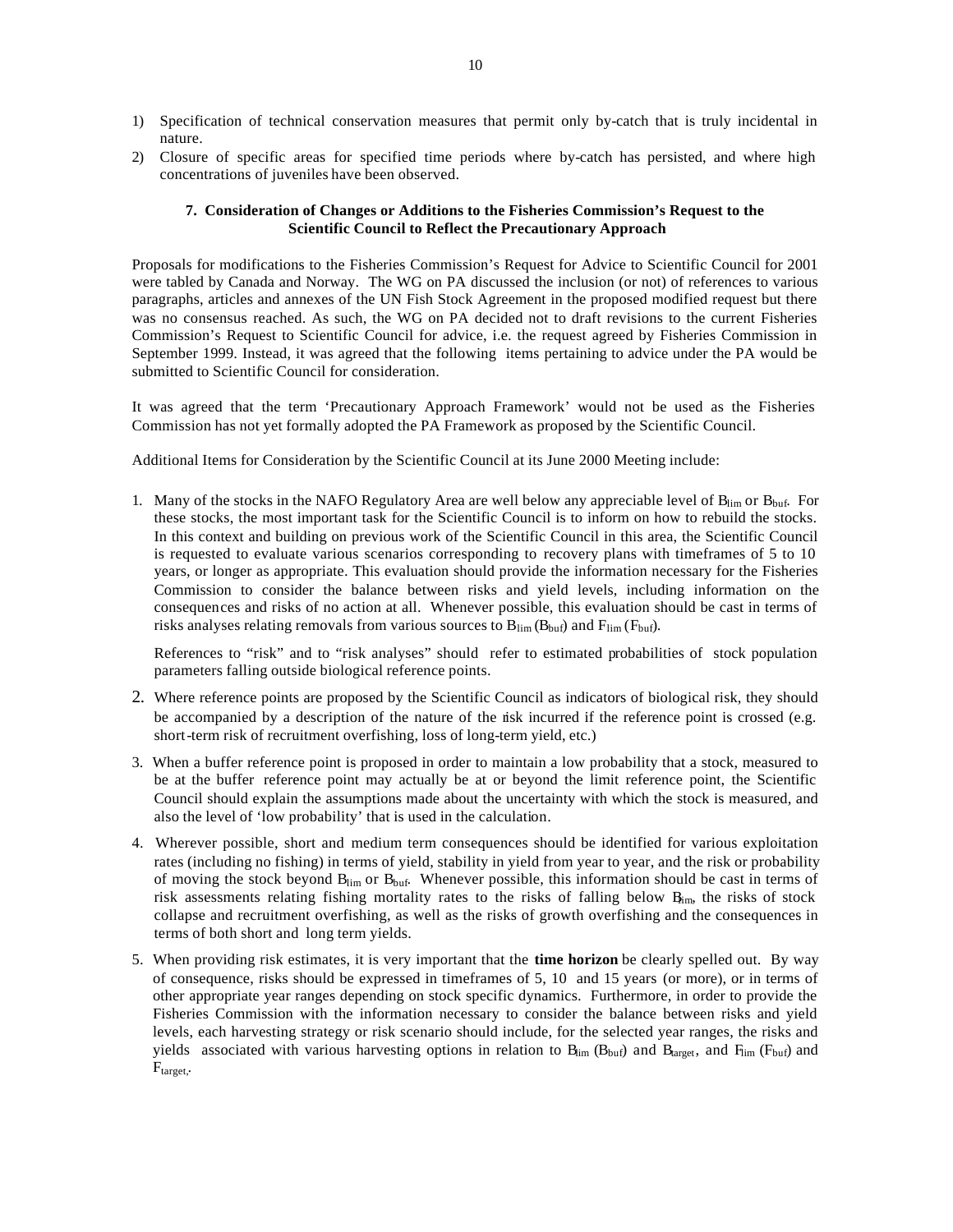1) Specification of technical conservation measures that permit only by-catch that is truly incidental in nature.
2) Closure of specific areas for specified time periods where by-catch has persisted, and where high concentrations of juveniles have been observed.

### 7. Consideration of Changes or Additions to the Fisheries Commission's Request to the Scientific Council to Reflect the Precautionary Approach

Proposals for modifications to the Fisheries Commission's Request for Advice to Scientific Council for 2001 were tabled by Canada and Norway. The WG on PA discussed the inclusion (or not) of references to various paragraphs, articles and annexes of the UN Fish Stock Agreement in the proposed modified request but there was no consensus reached. As such, the WG on PA decided not to draft revisions to the current Fisheries Commission's Request to Scientific Council for advice, i.e. the request agreed by Fisheries Commission in September 1999. Instead, it was agreed that the following items pertaining to advice under the PA would be submitted to Scientific Council for consideration.

It was agreed that the term 'Precautionary Approach Framework' would not be used as the Fisheries Commission has not yet formally adopted the PA Framework as proposed by the Scientific Council.

Additional Items for Consideration by the Scientific Council at its June 2000 Meeting include:

1. Many of the stocks in the NAFO Regulatory Area are well below any appreciable level of $B_{lim}$ or $B_{buf}$. For these stocks, the most important task for the Scientific Council is to inform on how to rebuild the stocks. In this context and building on previous work of the Scientific Council in this area, the Scientific Council is requested to evaluate various scenarios corresponding to recovery plans with timeframes of 5 to 10 years, or longer as appropriate. This evaluation should provide the information necessary for the Fisheries Commission to consider the balance between risks and yield levels, including information on the consequences and risks of no action at all. Whenever possible, this evaluation should be cast in terms of risks analyses relating removals from various sources to $B_{lim}$ ($B_{buf}$) and $F_{lim}$ ($F_{buf}$).

   References to "risk" and to "risk analyses" should refer to estimated probabilities of stock population parameters falling outside biological reference points.

2. Where reference points are proposed by the Scientific Council as indicators of biological risk, they should be accompanied by a description of the nature of the risk incurred if the reference point is crossed (e.g. short-term risk of recruitment overfishing, loss of long-term yield, etc.)

3. When a buffer reference point is proposed in order to maintain a low probability that a stock, measured to be at the buffer reference point may actually be at or beyond the limit reference point, the Scientific Council should explain the assumptions made about the uncertainty with which the stock is measured, and also the level of 'low probability' that is used in the calculation.

4. Wherever possible, short and medium term consequences should be identified for various exploitation rates (including no fishing) in terms of yield, stability in yield from year to year, and the risk or probability of moving the stock beyond $B_{lim}$ or $B_{buf}$. Whenever possible, this information should be cast in terms of risk assessments relating fishing mortality rates to the risks of falling below $B_{lim}$, the risks of stock collapse and recruitment overfishing, as well as the risks of growth overfishing and the consequences in terms of both short and long term yields.

5. When providing risk estimates, it is very important that the **time horizon** be clearly spelled out. By way of consequence, risks should be expressed in timeframes of 5, 10 and 15 years (or more), or in terms of other appropriate year ranges depending on stock specific dynamics. Furthermore, in order to provide the Fisheries Commission with the information necessary to consider the balance between risks and yield levels, each harvesting strategy or risk scenario should include, for the selected year ranges, the risks and yields associated with various harvesting options in relation to $B_{lim}$ ($B_{buf}$) and $B_{target}$, and $F_{lim}$ ($F_{buf}$) and $F_{target}$.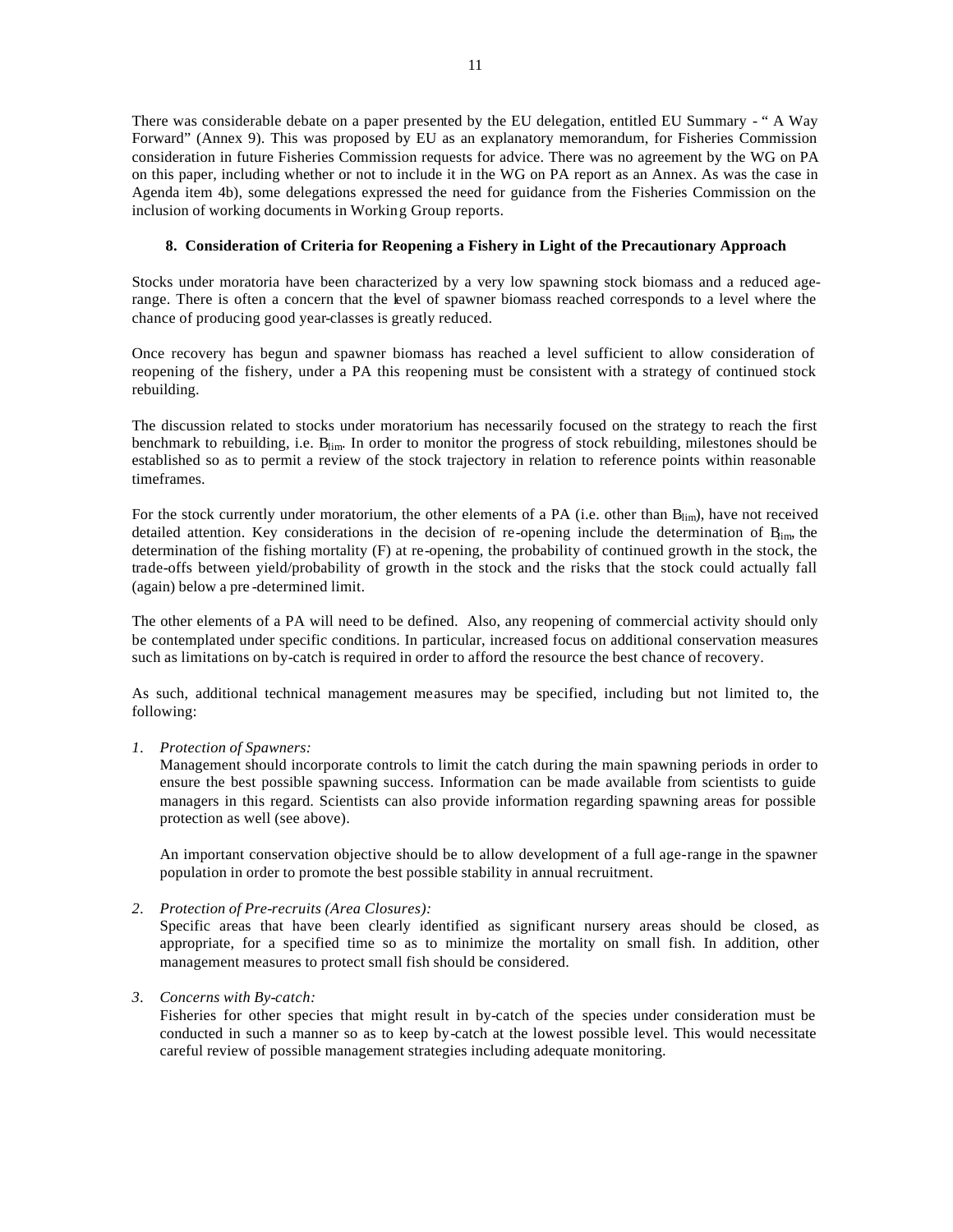There was considerable debate on a paper presented by the EU delegation, entitled EU Summary - " A Way Forward" (Annex 9). This was proposed by EU as an explanatory memorandum, for Fisheries Commission consideration in future Fisheries Commission requests for advice. There was no agreement by the WG on PA on this paper, including whether or not to include it in the WG on PA report as an Annex. As was the case in Agenda item 4b), some delegations expressed the need for guidance from the Fisheries Commission on the inclusion of working documents in Working Group reports.

## 8. Consideration of Criteria for Reopening a Fishery in Light of the Precautionary Approach

Stocks under moratoria have been characterized by a very low spawning stock biomass and a reduced age-range. There is often a concern that the level of spawner biomass reached corresponds to a level where the chance of producing good year-classes is greatly reduced.

Once recovery has begun and spawner biomass has reached a level sufficient to allow consideration of reopening of the fishery, under a PA this reopening must be consistent with a strategy of continued stock rebuilding.

The discussion related to stocks under moratorium has necessarily focused on the strategy to reach the first benchmark to rebuilding, i.e. $B_{lim}$. In order to monitor the progress of stock rebuilding, milestones should be established so as to permit a review of the stock trajectory in relation to reference points within reasonable timeframes.

For the stock currently under moratorium, the other elements of a PA (i.e. other than $B_{lim}$), have not received detailed attention. Key considerations in the decision of re-opening include the determination of $B_{lim}$, the determination of the fishing mortality (F) at re-opening, the probability of continued growth in the stock, the trade-offs between yield/probability of growth in the stock and the risks that the stock could actually fall (again) below a pre-determined limit.

The other elements of a PA will need to be defined. Also, any reopening of commercial activity should only be contemplated under specific conditions. In particular, increased focus on additional conservation measures such as limitations on by-catch is required in order to afford the resource the best chance of recovery.

As such, additional technical management measures may be specified, including but not limited to, the following:

1. *Protection of Spawners:*
   Management should incorporate controls to limit the catch during the main spawning periods in order to ensure the best possible spawning success. Information can be made available from scientists to guide managers in this regard. Scientists can also provide information regarding spawning areas for possible protection as well (see above).

   An important conservation objective should be to allow development of a full age-range in the spawner population in order to promote the best possible stability in annual recruitment.

2. *Protection of Pre-recruits (Area Closures):*
   Specific areas that have been clearly identified as significant nursery areas should be closed, as appropriate, for a specified time so as to minimize the mortality on small fish. In addition, other management measures to protect small fish should be considered.

3. *Concerns with By-catch:*
   Fisheries for other species that might result in by-catch of the species under consideration must be conducted in such a manner so as to keep by-catch at the lowest possible level. This would necessitate careful review of possible management strategies including adequate monitoring.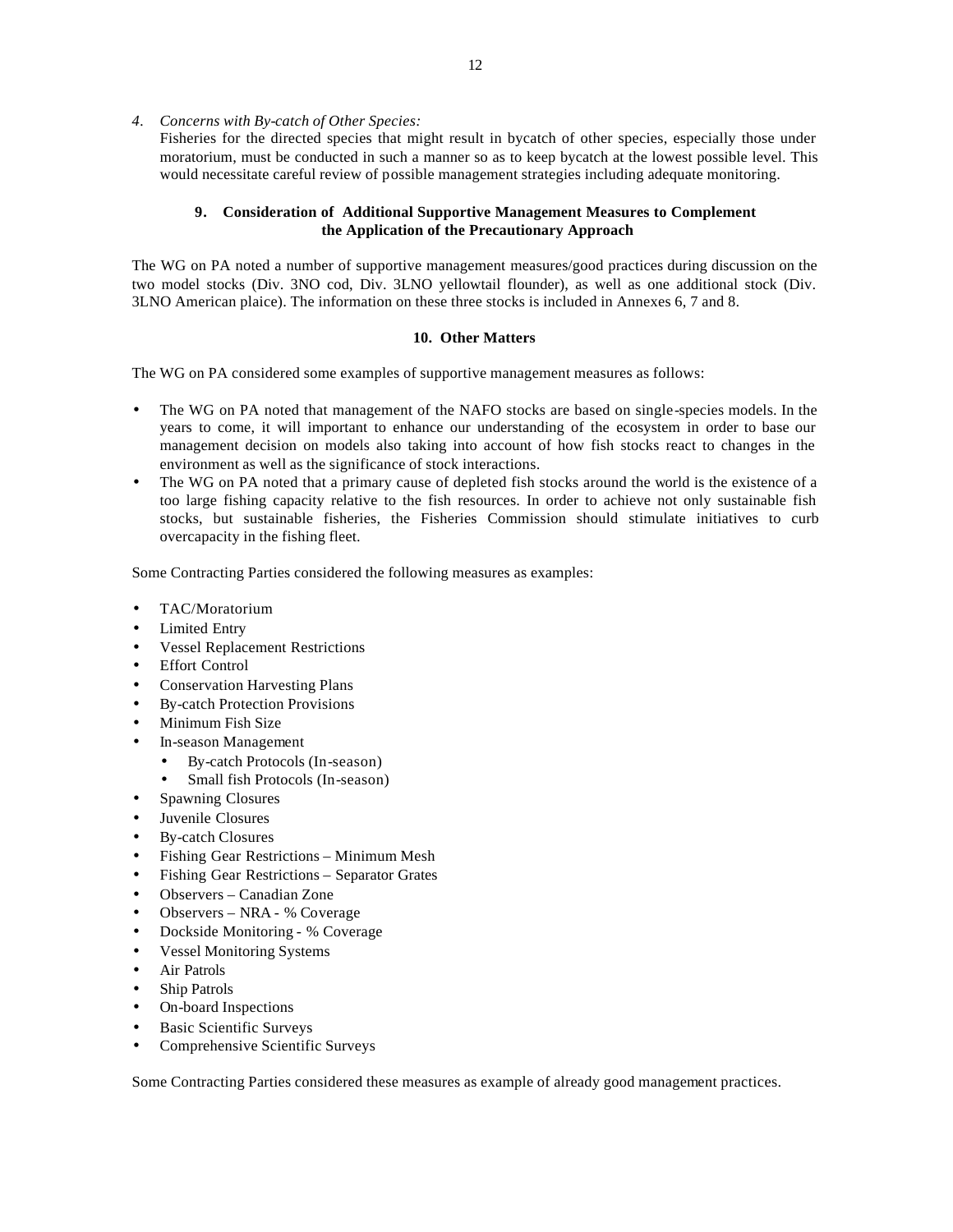4. *Concerns with By-catch of Other Species:*
   Fisheries for the directed species that might result in bycatch of other species, especially those under moratorium, must be conducted in such a manner so as to keep bycatch at the lowest possible level. This would necessitate careful review of possible management strategies including adequate monitoring.

### 9. Consideration of Additional Supportive Management Measures to Complement the Application of the Precautionary Approach

The WG on PA noted a number of supportive management measures/good practices during discussion on the two model stocks (Div. 3NO cod, Div. 3LNO yellowtail flounder), as well as one additional stock (Div. 3LNO American plaice). The information on these three stocks is included in Annexes 6, 7 and 8.

### 10. Other Matters

The WG on PA considered some examples of supportive management measures as follows:

- The WG on PA noted that management of the NAFO stocks are based on single-species models. In the years to come, it will important to enhance our understanding of the ecosystem in order to base our management decision on models also taking into account of how fish stocks react to changes in the environment as well as the significance of stock interactions.
- The WG on PA noted that a primary cause of depleted fish stocks around the world is the existence of a too large fishing capacity relative to the fish resources. In order to achieve not only sustainable fish stocks, but sustainable fisheries, the Fisheries Commission should stimulate initiatives to curb overcapacity in the fishing fleet.

Some Contracting Parties considered the following measures as examples:

- TAC/Moratorium
- Limited Entry
- Vessel Replacement Restrictions
- Effort Control
- Conservation Harvesting Plans
- By-catch Protection Provisions
- Minimum Fish Size
- In-season Management
  - By-catch Protocols (In-season)
  - Small fish Protocols (In-season)
- Spawning Closures
- Juvenile Closures
- By-catch Closures
- Fishing Gear Restrictions – Minimum Mesh
- Fishing Gear Restrictions – Separator Grates
- Observers – Canadian Zone
- Observers – NRA - % Coverage
- Dockside Monitoring - % Coverage
- Vessel Monitoring Systems
- Air Patrols
- Ship Patrols
- On-board Inspections
- Basic Scientific Surveys
- Comprehensive Scientific Surveys

Some Contracting Parties considered these measures as example of already good management practices.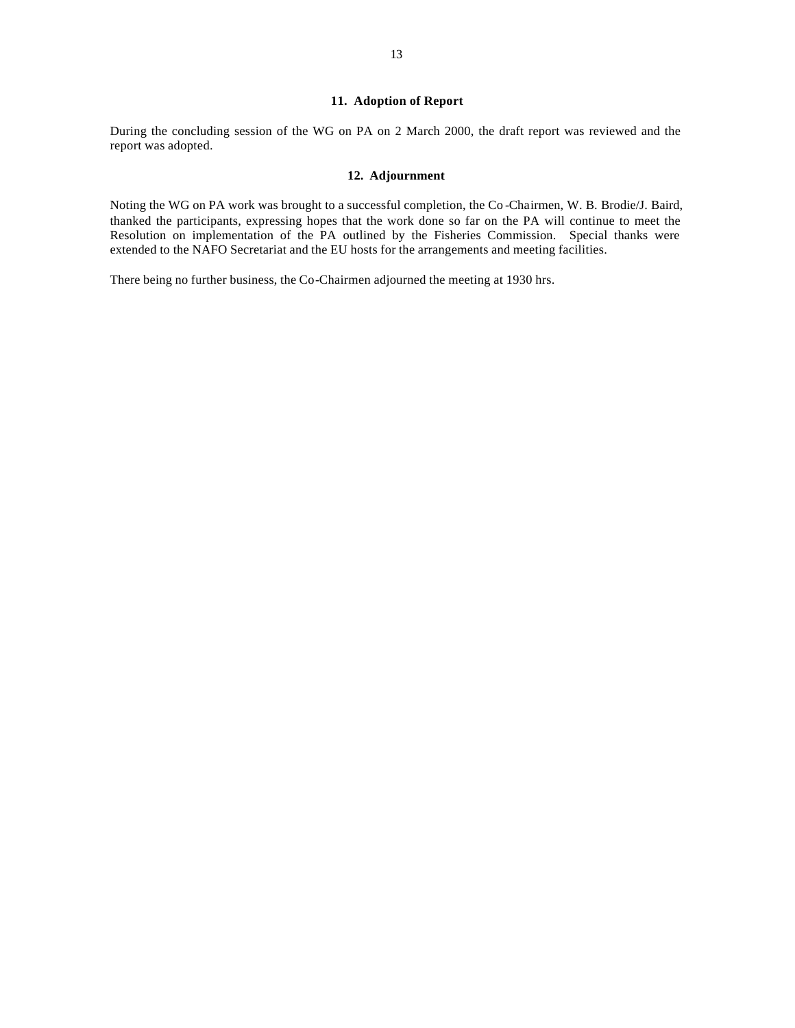## 11. Adoption of Report

During the concluding session of the WG on PA on 2 March 2000, the draft report was reviewed and the report was adopted.

## 12. Adjournment

Noting the WG on PA work was brought to a successful completion, the Co-Chairmen, W. B. Brodie/J. Baird, thanked the participants, expressing hopes that the work done so far on the PA will continue to meet the Resolution on implementation of the PA outlined by the Fisheries Commission. Special thanks were extended to the NAFO Secretariat and the EU hosts for the arrangements and meeting facilities.

There being no further business, the Co-Chairmen adjourned the meeting at 1930 hrs.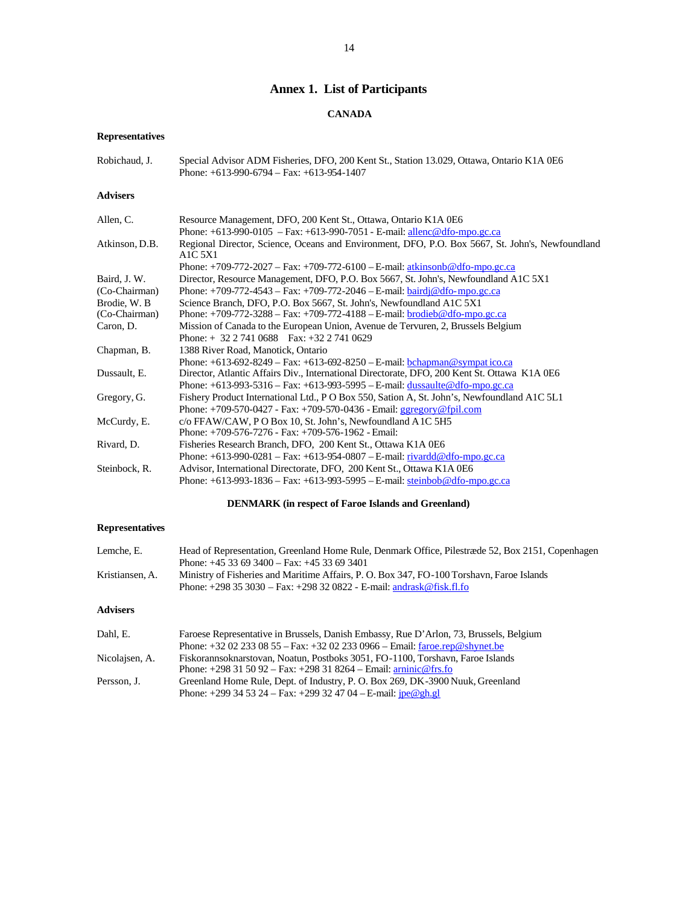# Annex 1. List of Participants

## CANADA

### Representatives

Robichaud, J. — Special Advisor ADM Fisheries, DFO, 200 Kent St., Station 13.029, Ottawa, Ontario K1A 0E6
Phone: +613-990-6794 – Fax: +613-954-1407

### Advisers

Allen, C. — Resource Management, DFO, 200 Kent St., Ottawa, Ontario K1A 0E6
Phone: +613-990-0105 – Fax: +613-990-7051 - E-mail: allenc@dfo-mpo.gc.ca

Atkinson, D.B. — Regional Director, Science, Oceans and Environment, DFO, P.O. Box 5667, St. John's, Newfoundland A1C 5X1
Phone: +709-772-2027 – Fax: +709-772-6100 – E-mail: atkinsonb@dfo-mpo.gc.ca

Baird, J. W. (Co-Chairman) — Director, Resource Management, DFO, P.O. Box 5667, St. John's, Newfoundland A1C 5X1
Phone: +709-772-4543 – Fax: +709-772-2046 – E-mail: bairdj@dfo-mpo.gc.ca

Brodie, W. B (Co-Chairman) — Science Branch, DFO, P.O. Box 5667, St. John's, Newfoundland A1C 5X1
Phone: +709-772-3288 – Fax: +709-772-4188 – E-mail: brodieb@dfo-mpo.gc.ca

Caron, D. — Mission of Canada to the European Union, Avenue de Tervuren, 2, Brussels Belgium
Phone: + 32 2 741 0688 Fax: +32 2 741 0629

Chapman, B. — 1388 River Road, Manotick, Ontario
Phone: +613-692-8249 – Fax: +613-692-8250 – E-mail: bchapman@sympatico.ca

Dussault, E. — Director, Atlantic Affairs Div., International Directorate, DFO, 200 Kent St. Ottawa K1A 0E6
Phone: +613-993-5316 – Fax: +613-993-5995 – E-mail: dussaulte@dfo-mpo.gc.ca

Gregory, G. — Fishery Product International Ltd., P O Box 550, Sation A, St. John's, Newfoundland A1C 5L1
Phone: +709-570-0427 - Fax: +709-570-0436 - Email: ggregory@fpil.com

McCurdy, E. — c/o FFAW/CAW, P O Box 10, St. John's, Newfoundland A1C 5H5
Phone: +709-576-7276 - Fax: +709-576-1962 - Email:

Rivard, D. — Fisheries Research Branch, DFO, 200 Kent St., Ottawa K1A 0E6
Phone: +613-990-0281 – Fax: +613-954-0807 – E-mail: rivardd@dfo-mpo.gc.ca

Steinbock, R. — Advisor, International Directorate, DFO, 200 Kent St., Ottawa K1A 0E6
Phone: +613-993-1836 – Fax: +613-993-5995 – E-mail: steinbob@dfo-mpo.gc.ca

## DENMARK (in respect of Faroe Islands and Greenland)

### Representatives

Lemche, E. — Head of Representation, Greenland Home Rule, Denmark Office, Pilestræde 52, Box 2151, Copenhagen
Phone: +45 33 69 3400 – Fax: +45 33 69 3401

Kristiansen, A. — Ministry of Fisheries and Maritime Affairs, P. O. Box 347, FO-100 Torshavn, Faroe Islands
Phone: +298 35 3030 – Fax: +298 32 0822 - E-mail: andrask@fisk.fl.fo

### Advisers

Dahl, E. — Faroese Representative in Brussels, Danish Embassy, Rue D'Arlon, 73, Brussels, Belgium
Phone: +32 02 233 08 55 – Fax: +32 02 233 0966 – Email: faroe.rep@shynet.be

Nicolajsen, A. — Fiskorannsoknarstovan, Noatun, Postboks 3051, FO-1100, Torshavn, Faroe Islands
Phone: +298 31 50 92 – Fax: +298 31 8264 – Email: arninic@frs.fo

Persson, J. — Greenland Home Rule, Dept. of Industry, P. O. Box 269, DK-3900 Nuuk, Greenland
Phone: +299 34 53 24 – Fax: +299 32 47 04 – E-mail: jpe@gh.gl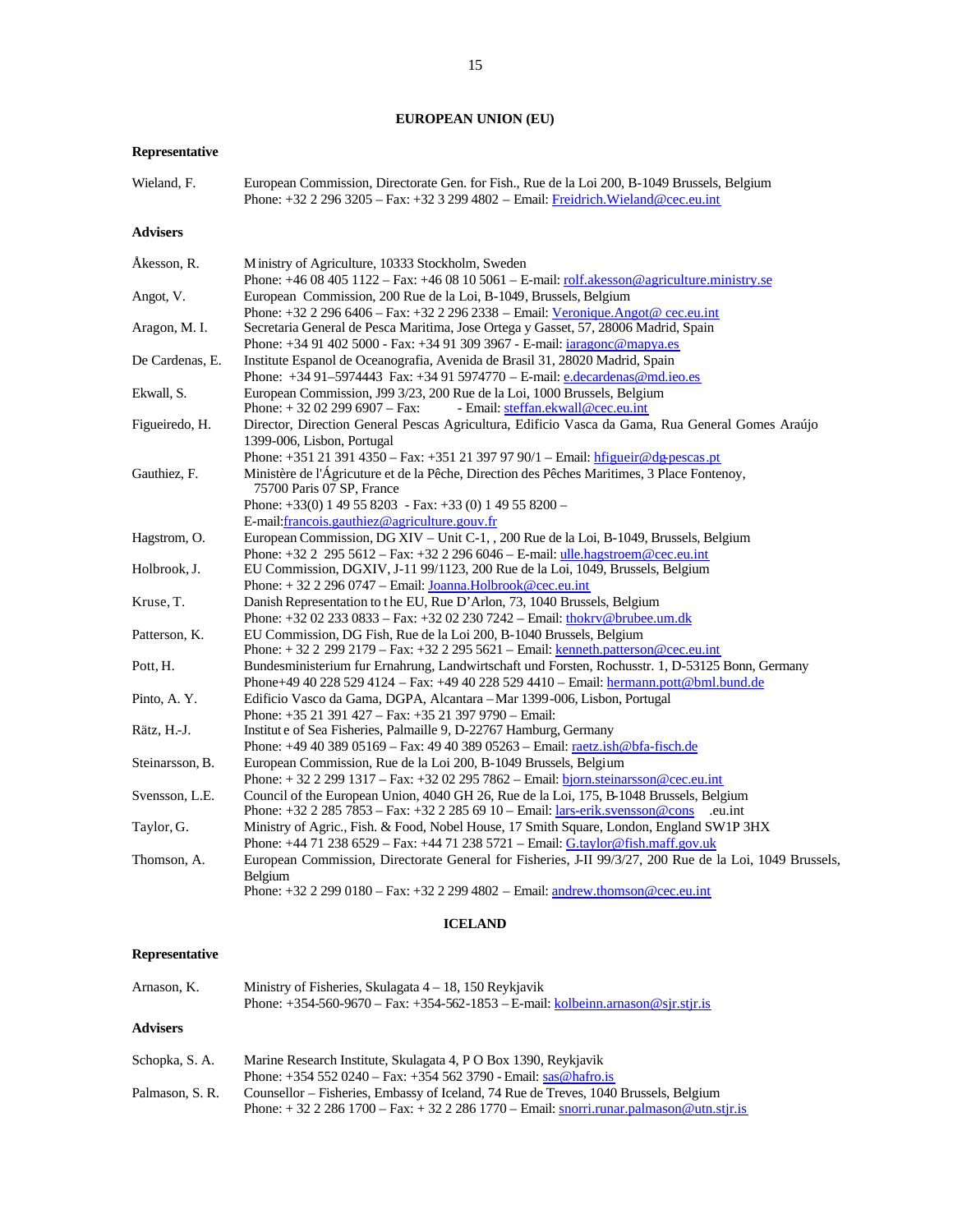## EUROPEAN UNION (EU)

**Representative**

| | |
|---|---|
| Wieland, F. | European Commission, Directorate Gen. for Fish., Rue de la Loi 200, B-1049 Brussels, Belgium<br>Phone: +32 2 296 3205 – Fax: +32 3 299 4802 – Email: Freidrich.Wieland@cec.eu.int |

**Advisers**

| | |
|---|---|
| Åkesson, R. | Ministry of Agriculture, 10333 Stockholm, Sweden<br>Phone: +46 08 405 1122 – Fax: +46 08 10 5061 – E-mail: rolf.akesson@agriculture.ministry.se |
| Angot, V. | European Commission, 200 Rue de la Loi, B-1049, Brussels, Belgium<br>Phone: +32 2 296 6406 – Fax: +32 2 296 2338 – Email: Veronique.Angot@ cec.eu.int |
| Aragon, M. I. | Secretaria General de Pesca Maritima, Jose Ortega y Gasset, 57, 28006 Madrid, Spain<br>Phone: +34 91 402 5000 - Fax: +34 91 309 3967 - E-mail: iaragonc@mapya.es |
| De Cardenas, E. | Institute Espanol de Oceanografia, Avenida de Brasil 31, 28020 Madrid, Spain<br>Phone: +34 91–5974443 Fax: +34 91 5974770 – E-mail: e.decardenas@md.ieo.es |
| Ekwall, S. | European Commission, J99 3/23, 200 Rue de la Loi, 1000 Brussels, Belgium<br>Phone: + 32 02 299 6907 – Fax: - Email: steffan.ekwall@cec.eu.int |
| Figueiredo, H. | Director, Direction General Pescas Agricultura, Edificio Vasca da Gama, Rua General Gomes Araújo 1399-006, Lisbon, Portugal<br>Phone: +351 21 391 4350 – Fax: +351 21 397 97 90/1 – Email: hfigueir@dg-pescas.pt |
| Gauthiez, F. | Ministère de l'Ágricuture et de la Pêche, Direction des Pêches Maritimes, 3 Place Fontenoy, 75700 Paris 07 SP, France<br>Phone: +33(0) 1 49 55 8203 - Fax: +33 (0) 1 49 55 8200 –<br>E-mail:francois.gauthiez@agriculture.gouv.fr |
| Hagstrom, O. | European Commission, DG XIV – Unit C-1, , 200 Rue de la Loi, B-1049, Brussels, Belgium<br>Phone: +32 2 295 5612 – Fax: +32 2 296 6046 – E-mail: ulle.hagstroem@cec.eu.int |
| Holbrook, J. | EU Commission, DGXIV, J-11 99/1123, 200 Rue de la Loi, 1049, Brussels, Belgium<br>Phone: + 32 2 296 0747 – Email: Joanna.Holbrook@cec.eu.int |
| Kruse, T. | Danish Representation to the EU, Rue D'Arlon, 73, 1040 Brussels, Belgium<br>Phone: +32 02 233 0833 – Fax: +32 02 230 7242 – Email: thokrv@brubee.um.dk |
| Patterson, K. | EU Commission, DG Fish, Rue de la Loi 200, B-1040 Brussels, Belgium<br>Phone: +32 2 299 2179 – Fax: +32 2 295 5621 – Email: kenneth.patterson@cec.eu.int |
| Pott, H. | Bundesministerium fur Ernahrung, Landwirtschaft und Forsten, Rochusstr. 1, D-53125 Bonn, Germany<br>Phone+49 40 228 529 4124 – Fax: +49 40 228 529 4410 – Email: hermann.pott@bml.bund.de |
| Pinto, A. Y. | Edificio Vasco da Gama, DGPA, Alcantara – Mar 1399-006, Lisbon, Portugal<br>Phone: +35 21 391 427 – Fax: +35 21 397 9790 – Email: |
| Rätz, H.-J. | Institute of Sea Fisheries, Palmaille 9, D-22767 Hamburg, Germany<br>Phone: +49 40 389 05169 – Fax: 49 40 389 05263 – Email: raetz.ish@bfa-fisch.de |
| Steinarsson, B. | European Commission, Rue de la Loi 200, B-1049 Brussels, Belgium<br>Phone: + 32 2 299 1317 – Fax: +32 02 295 7862 – Email: bjorn.steinarsson@cec.eu.int |
| Svensson, L.E. | Council of the European Union, 4040 GH 26, Rue de la Loi, 175, B-1048 Brussels, Belgium<br>Phone: +32 2 285 7853 – Fax: +32 2 285 69 10 – Email: lars-erik.svensson@cons .eu.int |
| Taylor, G. | Ministry of Agric., Fish. & Food, Nobel House, 17 Smith Square, London, England SW1P 3HX<br>Phone: +44 71 238 6529 – Fax: +44 71 238 5721 – Email: G.taylor@fish.maff.gov.uk |
| Thomson, A. | European Commission, Directorate General for Fisheries, J-II 99/3/27, 200 Rue de la Loi, 1049 Brussels, Belgium<br>Phone: +32 2 299 0180 – Fax: +32 2 299 4802 – Email: andrew.thomson@cec.eu.int |

## ICELAND

**Representative**

| | |
|---|---|
| Arnason, K. | Ministry of Fisheries, Skulagata 4 – 18, 150 Reykjavik<br>Phone: +354-560-9670 – Fax: +354-562-1853 – E-mail: kolbeinn.arnason@sjr.stjr.is |

**Advisers**

| | |
|---|---|
| Schopka, S. A. | Marine Research Institute, Skulagata 4, P O Box 1390, Reykjavik<br>Phone: +354 552 0240 – Fax: +354 562 3790 - Email: sas@hafro.is |
| Palmason, S. R. | Counsellor – Fisheries, Embassy of Iceland, 74 Rue de Treves, 1040 Brussels, Belgium<br>Phone: + 32 2 286 1700 – Fax: + 32 2 286 1770 – Email: snorri.runar.palmason@utn.stjr.is |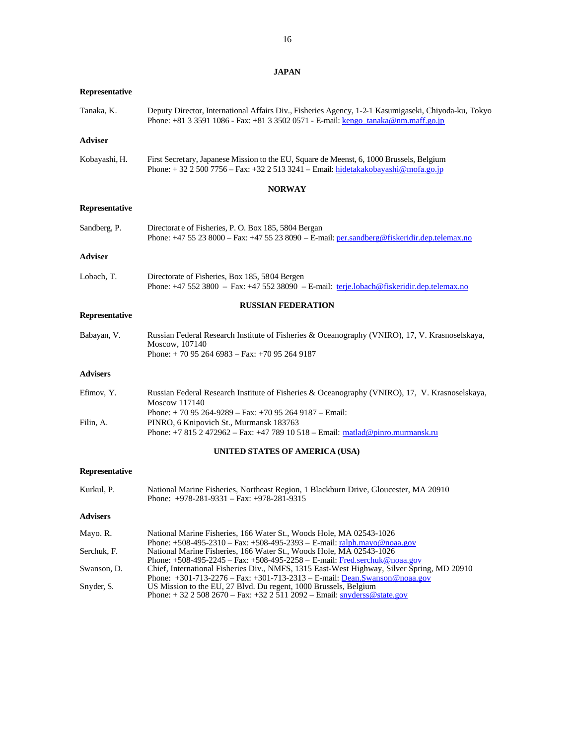## JAPAN

**Representative**

Tanaka, K. — Deputy Director, International Affairs Div., Fisheries Agency, 1-2-1 Kasumigaseki, Chiyoda-ku, Tokyo
Phone: +81 3 3591 1086 - Fax: +81 3 3502 0571 - E-mail: kengo_tanaka@nm.maff.go.jp

**Adviser**

Kobayashi, H. — First Secretary, Japanese Mission to the EU, Square de Meenst, 6, 1000 Brussels, Belgium
Phone: + 32 2 500 7756 – Fax: +32 2 513 3241 – Email: hidetakakobayashi@mofa.go.jp

## NORWAY

**Representative**

Sandberg, P. — Directorat e of Fisheries, P. O. Box 185, 5804 Bergan
Phone: +47 55 23 8000 – Fax: +47 55 23 8090 – E-mail: per.sandberg@fiskeridir.dep.telemax.no

**Adviser**

Lobach, T. — Directorate of Fisheries, Box 185, 5804 Bergen
Phone: +47 552 3800 – Fax: +47 552 38090 – E-mail: terje.lobach@fiskeridir.dep.telemax.no

## RUSSIAN FEDERATION

**Representative**

Babayan, V. — Russian Federal Research Institute of Fisheries & Oceanography (VNIRO), 17, V. Krasnoselskaya, Moscow, 107140
Phone: + 70 95 264 6983 – Fax: +70 95 264 9187

**Advisers**

Efimov, Y. — Russian Federal Research Institute of Fisheries & Oceanography (VNIRO), 17, V. Krasnoselskaya, Moscow 117140
Phone: + 70 95 264-9289 – Fax: +70 95 264 9187 – Email:

Filin, A. — PINRO, 6 Knipovich St., Murmansk 183763
Phone: +7 815 2 472962 – Fax: +47 789 10 518 – Email: matlad@pinro.murmansk.ru

## UNITED STATES OF AMERICA (USA)

**Representative**

Kurkul, P. — National Marine Fisheries, Northeast Region, 1 Blackburn Drive, Gloucester, MA 20910
Phone: +978-281-9331 – Fax: +978-281-9315

**Advisers**

Mayo. R. — National Marine Fisheries, 166 Water St., Woods Hole, MA 02543-1026
Phone: +508-495-2310 – Fax: +508-495-2393 – E-mail: ralph.mayo@noaa.gov

Serchuk, F. — National Marine Fisheries, 166 Water St., Woods Hole, MA 02543-1026
Phone: +508-495-2245 – Fax: +508-495-2258 – E-mail: Fred.serchuk@noaa.gov

Swanson, D. — Chief, International Fisheries Div., NMFS, 1315 East-West Highway, Silver Spring, MD 20910
Phone: +301-713-2276 – Fax: +301-713-2313 – E-mail: Dean.Swanson@noaa.gov

Snyder, S. — US Mission to the EU, 27 Blvd. Du regent, 1000 Brussels, Belgium
Phone: + 32 2 508 2670 – Fax: +32 2 511 2092 – Email: snyderss@state.gov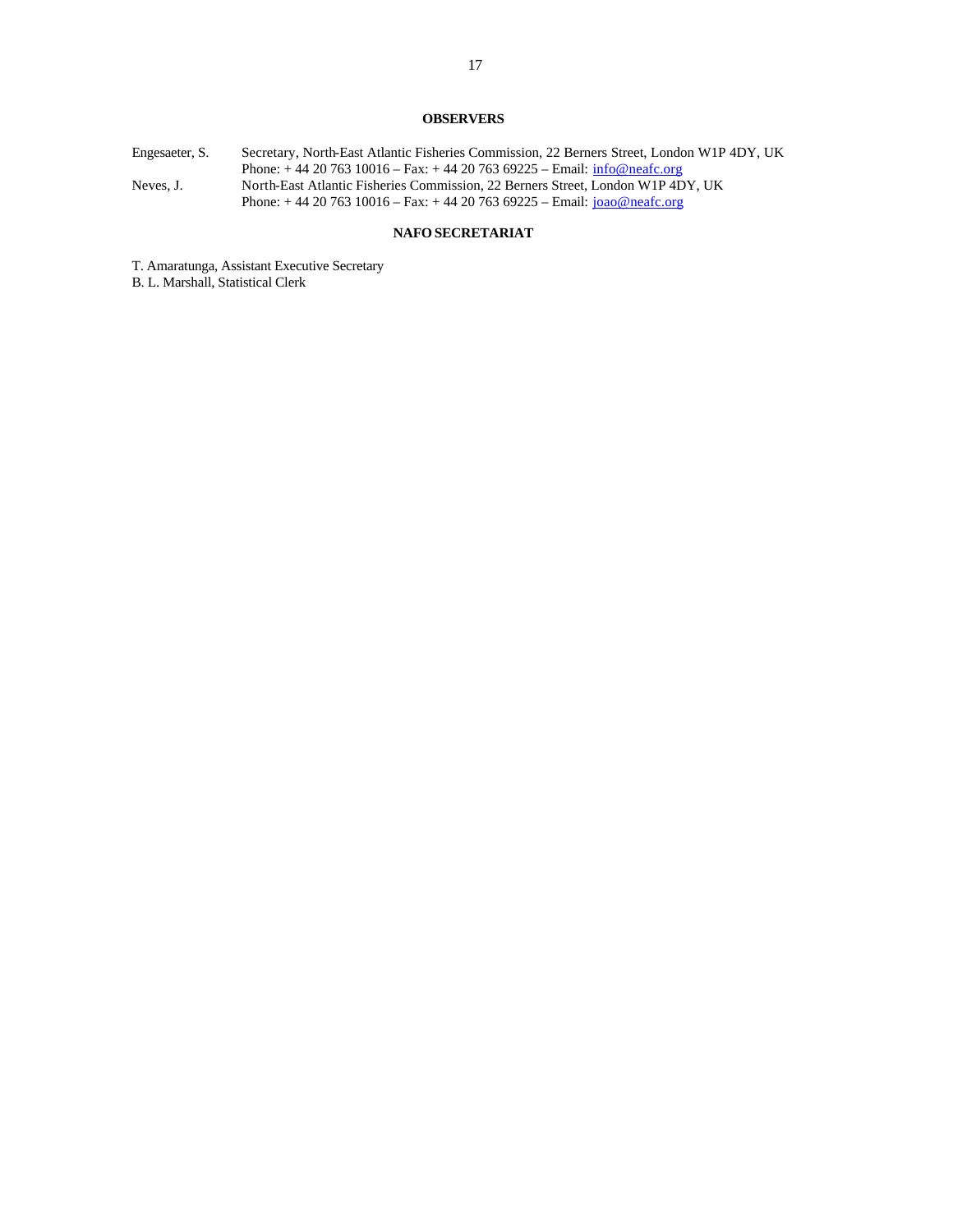## OBSERVERS

Engesaeter, S. Secretary, North-East Atlantic Fisheries Commission, 22 Berners Street, London W1P 4DY, UK
Phone: + 44 20 763 10016 – Fax: + 44 20 763 69225 – Email: info@neafc.org

Neves, J. North-East Atlantic Fisheries Commission, 22 Berners Street, London W1P 4DY, UK
Phone: + 44 20 763 10016 – Fax: + 44 20 763 69225 – Email: joao@neafc.org

## NAFO SECRETARIAT

T. Amaratunga, Assistant Executive Secretary
B. L. Marshall, Statistical Clerk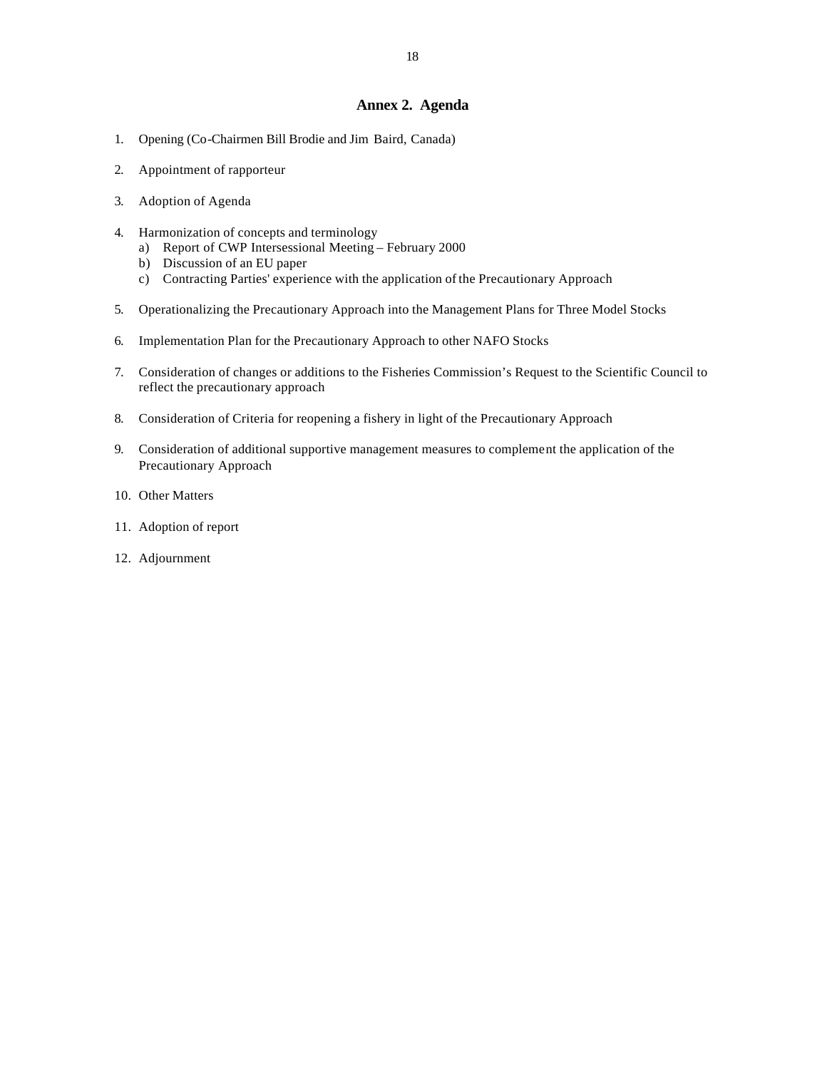## Annex 2. Agenda

1. Opening (Co-Chairmen Bill Brodie and Jim Baird, Canada)

2. Appointment of rapporteur

3. Adoption of Agenda

4. Harmonization of concepts and terminology
   a) Report of CWP Intersessional Meeting – February 2000
   b) Discussion of an EU paper
   c) Contracting Parties' experience with the application of the Precautionary Approach

5. Operationalizing the Precautionary Approach into the Management Plans for Three Model Stocks

6. Implementation Plan for the Precautionary Approach to other NAFO Stocks

7. Consideration of changes or additions to the Fisheries Commission's Request to the Scientific Council to reflect the precautionary approach

8. Consideration of Criteria for reopening a fishery in light of the Precautionary Approach

9. Consideration of additional supportive management measures to complement the application of the Precautionary Approach

10. Other Matters

11. Adoption of report

12. Adjournment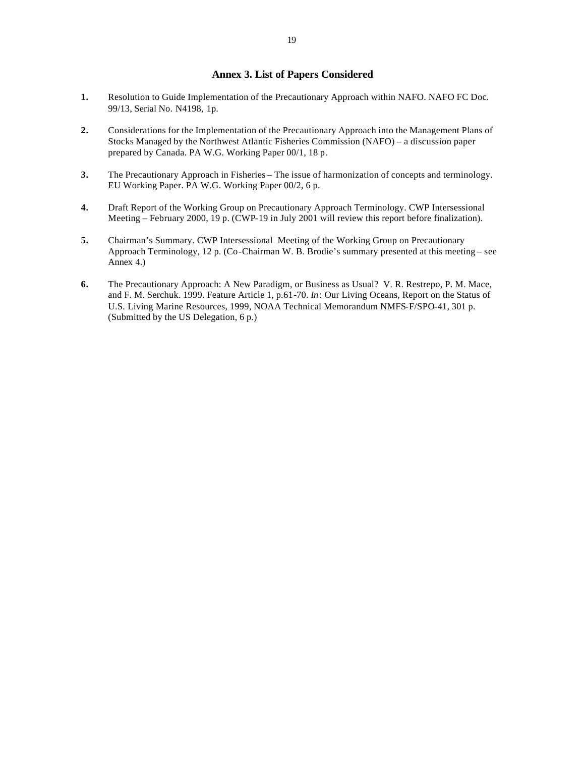## Annex 3. List of Papers Considered

**1.** Resolution to Guide Implementation of the Precautionary Approach within NAFO. NAFO FC Doc. 99/13, Serial No. N4198, 1p.

**2.** Considerations for the Implementation of the Precautionary Approach into the Management Plans of Stocks Managed by the Northwest Atlantic Fisheries Commission (NAFO) – a discussion paper prepared by Canada. PA W.G. Working Paper 00/1, 18 p.

**3.** The Precautionary Approach in Fisheries – The issue of harmonization of concepts and terminology. EU Working Paper. PA W.G. Working Paper 00/2, 6 p.

**4.** Draft Report of the Working Group on Precautionary Approach Terminology. CWP Intersessional Meeting – February 2000, 19 p. (CWP-19 in July 2001 will review this report before finalization).

**5.** Chairman's Summary. CWP Intersessional Meeting of the Working Group on Precautionary Approach Terminology, 12 p. (Co-Chairman W. B. Brodie's summary presented at this meeting – see Annex 4.)

**6.** The Precautionary Approach: A New Paradigm, or Business as Usual? V. R. Restrepo, P. M. Mace, and F. M. Serchuk. 1999. Feature Article 1, p.61-70. *In*: Our Living Oceans, Report on the Status of U.S. Living Marine Resources, 1999, NOAA Technical Memorandum NMFS-F/SPO-41, 301 p. (Submitted by the US Delegation, 6 p.)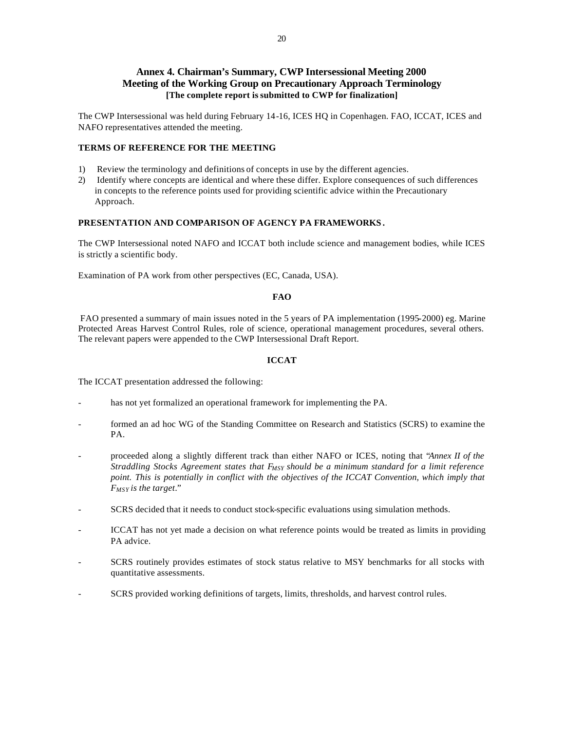## Annex 4. Chairman's Summary, CWP Intersessional Meeting 2000
## Meeting of the Working Group on Precautionary Approach Terminology
**[The complete report is submitted to CWP for finalization]**

The CWP Intersessional was held during February 14-16, ICES HQ in Copenhagen. FAO, ICCAT, ICES and NAFO representatives attended the meeting.

### TERMS OF REFERENCE FOR THE MEETING

1) Review the terminology and definitions of concepts in use by the different agencies.
2) Identify where concepts are identical and where these differ. Explore consequences of such differences in concepts to the reference points used for providing scientific advice within the Precautionary Approach.

### PRESENTATION AND COMPARISON OF AGENCY PA FRAMEWORKS.

The CWP Intersessional noted NAFO and ICCAT both include science and management bodies, while ICES is strictly a scientific body.

Examination of PA work from other perspectives (EC, Canada, USA).

#### FAO

FAO presented a summary of main issues noted in the 5 years of PA implementation (1995-2000) eg. Marine Protected Areas Harvest Control Rules, role of science, operational management procedures, several others. The relevant papers were appended to the CWP Intersessional Draft Report.

#### ICCAT

The ICCAT presentation addressed the following:

- has not yet formalized an operational framework for implementing the PA.

- formed an ad hoc WG of the Standing Committee on Research and Statistics (SCRS) to examine the PA.

- proceeded along a slightly different track than either NAFO or ICES, noting that "*Annex II of the Straddling Stocks Agreement states that $F_{MSY}$ should be a minimum standard for a limit reference point. This is potentially in conflict with the objectives of the ICCAT Convention, which imply that $F_{MSY}$ is the target*."

- SCRS decided that it needs to conduct stock-specific evaluations using simulation methods.

- ICCAT has not yet made a decision on what reference points would be treated as limits in providing PA advice.

- SCRS routinely provides estimates of stock status relative to MSY benchmarks for all stocks with quantitative assessments.

- SCRS provided working definitions of targets, limits, thresholds, and harvest control rules.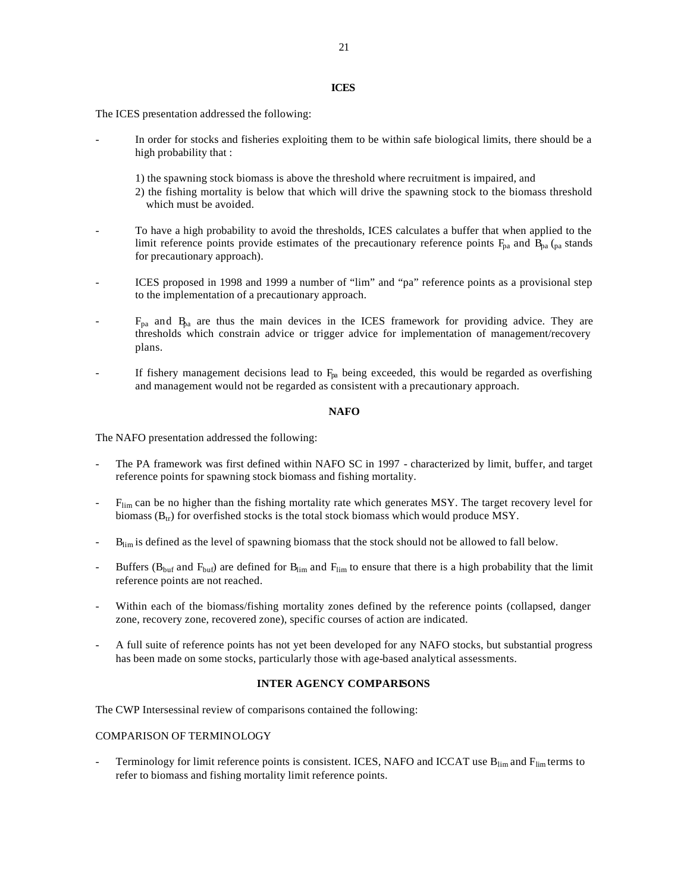**ICES**

The ICES presentation addressed the following:

- In order for stocks and fisheries exploiting them to be within safe biological limits, there should be a high probability that :

  1) the spawning stock biomass is above the threshold where recruitment is impaired, and
  2) the fishing mortality is below that which will drive the spawning stock to the biomass threshold which must be avoided.

- To have a high probability to avoid the thresholds, ICES calculates a buffer that when applied to the limit reference points provide estimates of the precautionary reference points $F_{pa}$ and $B_{pa}$ ($_{pa}$ stands for precautionary approach).

- ICES proposed in 1998 and 1999 a number of "lim" and "pa" reference points as a provisional step to the implementation of a precautionary approach.

- $F_{pa}$ and $B_{pa}$ are thus the main devices in the ICES framework for providing advice. They are thresholds which constrain advice or trigger advice for implementation of management/recovery plans.

- If fishery management decisions lead to $F_{pa}$ being exceeded, this would be regarded as overfishing and management would not be regarded as consistent with a precautionary approach.

**NAFO**

The NAFO presentation addressed the following:

- The PA framework was first defined within NAFO SC in 1997 - characterized by limit, buffer, and target reference points for spawning stock biomass and fishing mortality.

- $F_{lim}$ can be no higher than the fishing mortality rate which generates MSY. The target recovery level for biomass ($B_{tr}$) for overfished stocks is the total stock biomass which would produce MSY.

- $B_{lim}$ is defined as the level of spawning biomass that the stock should not be allowed to fall below.

- Buffers ($B_{buf}$ and $F_{buf}$) are defined for $B_{lim}$ and $F_{lim}$ to ensure that there is a high probability that the limit reference points are not reached.

- Within each of the biomass/fishing mortality zones defined by the reference points (collapsed, danger zone, recovery zone, recovered zone), specific courses of action are indicated.

- A full suite of reference points has not yet been developed for any NAFO stocks, but substantial progress has been made on some stocks, particularly those with age-based analytical assessments.

**INTER AGENCY COMPARISONS**

The CWP Intersessinal review of comparisons contained the following:

COMPARISON OF TERMINOLOGY

- Terminology for limit reference points is consistent. ICES, NAFO and ICCAT use $B_{lim}$ and $F_{lim}$ terms to refer to biomass and fishing mortality limit reference points.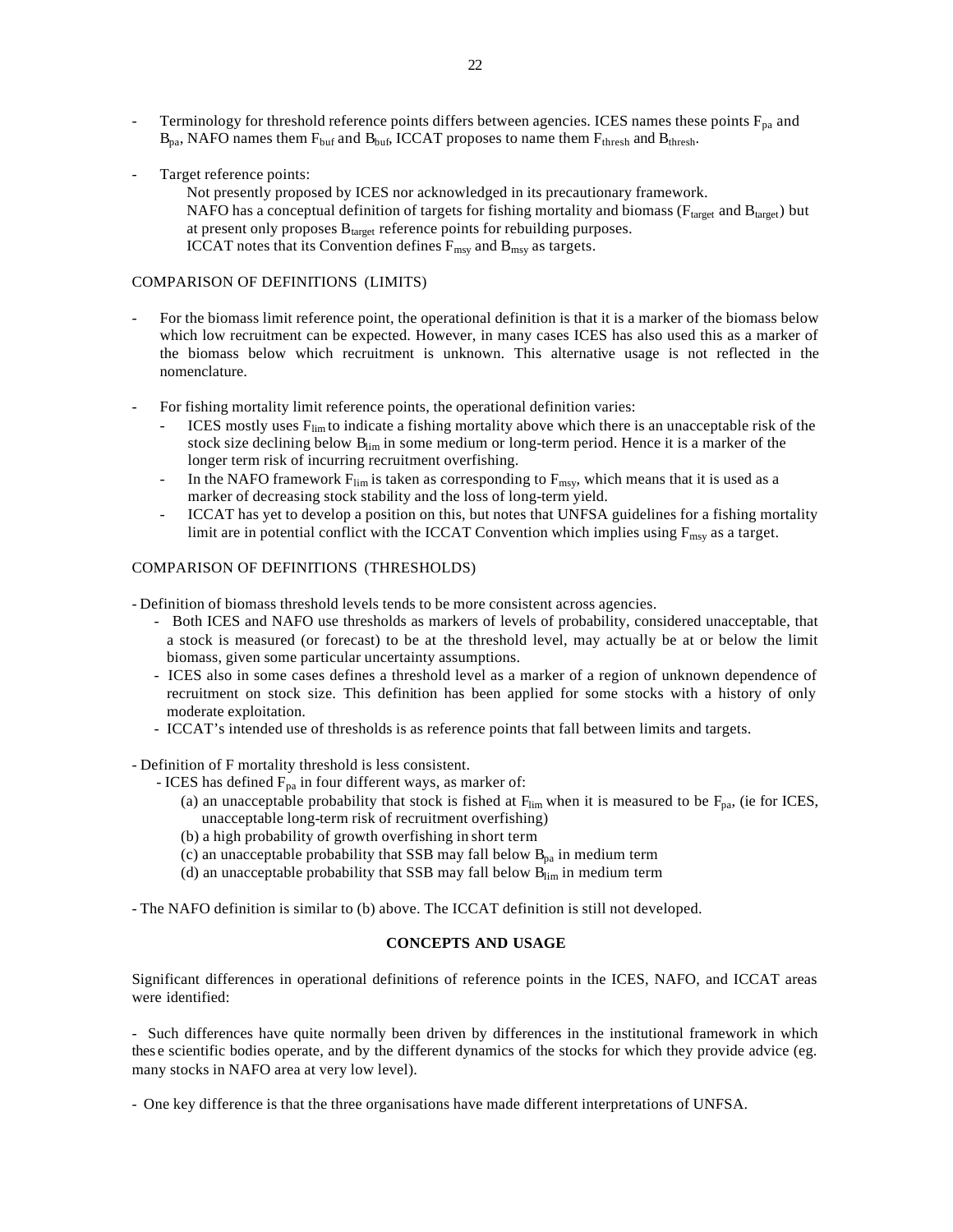- Terminology for threshold reference points differs between agencies. ICES names these points $F_{pa}$ and $B_{pa}$, NAFO names them $F_{buf}$ and $B_{buf}$, ICCAT proposes to name them $F_{thresh}$ and $B_{thresh}$.

- Target reference points:
  Not presently proposed by ICES nor acknowledged in its precautionary framework.
  NAFO has a conceptual definition of targets for fishing mortality and biomass ($F_{target}$ and $B_{target}$) but at present only proposes $B_{target}$ reference points for rebuilding purposes.
  ICCAT notes that its Convention defines $F_{msy}$ and $B_{msy}$ as targets.

COMPARISON OF DEFINITIONS (LIMITS)

- For the biomass limit reference point, the operational definition is that it is a marker of the biomass below which low recruitment can be expected. However, in many cases ICES has also used this as a marker of the biomass below which recruitment is unknown. This alternative usage is not reflected in the nomenclature.

- For fishing mortality limit reference points, the operational definition varies:
  - ICES mostly uses $F_{lim}$ to indicate a fishing mortality above which there is an unacceptable risk of the stock size declining below $B_{lim}$ in some medium or long-term period. Hence it is a marker of the longer term risk of incurring recruitment overfishing.
  - In the NAFO framework $F_{lim}$ is taken as corresponding to $F_{msy}$, which means that it is used as a marker of decreasing stock stability and the loss of long-term yield.
  - ICCAT has yet to develop a position on this, but notes that UNFSA guidelines for a fishing mortality limit are in potential conflict with the ICCAT Convention which implies using $F_{msy}$ as a target.

COMPARISON OF DEFINITIONS (THRESHOLDS)

- Definition of biomass threshold levels tends to be more consistent across agencies.
  - Both ICES and NAFO use thresholds as markers of levels of probability, considered unacceptable, that a stock is measured (or forecast) to be at the threshold level, may actually be at or below the limit biomass, given some particular uncertainty assumptions.
  - ICES also in some cases defines a threshold level as a marker of a region of unknown dependence of recruitment on stock size. This definition has been applied for some stocks with a history of only moderate exploitation.
  - ICCAT's intended use of thresholds is as reference points that fall between limits and targets.

- Definition of F mortality threshold is less consistent.
  - ICES has defined $F_{pa}$ in four different ways, as marker of:
    (a) an unacceptable probability that stock is fished at $F_{lim}$ when it is measured to be $F_{pa}$, (ie for ICES, unacceptable long-term risk of recruitment overfishing)
    (b) a high probability of growth overfishing in short term
    (c) an unacceptable probability that SSB may fall below $B_{pa}$ in medium term
    (d) an unacceptable probability that SSB may fall below $B_{lim}$ in medium term

- The NAFO definition is similar to (b) above. The ICCAT definition is still not developed.

**CONCEPTS AND USAGE**

Significant differences in operational definitions of reference points in the ICES, NAFO, and ICCAT areas were identified:

- Such differences have quite normally been driven by differences in the institutional framework in which these scientific bodies operate, and by the different dynamics of the stocks for which they provide advice (eg. many stocks in NAFO area at very low level).

- One key difference is that the three organisations have made different interpretations of UNFSA.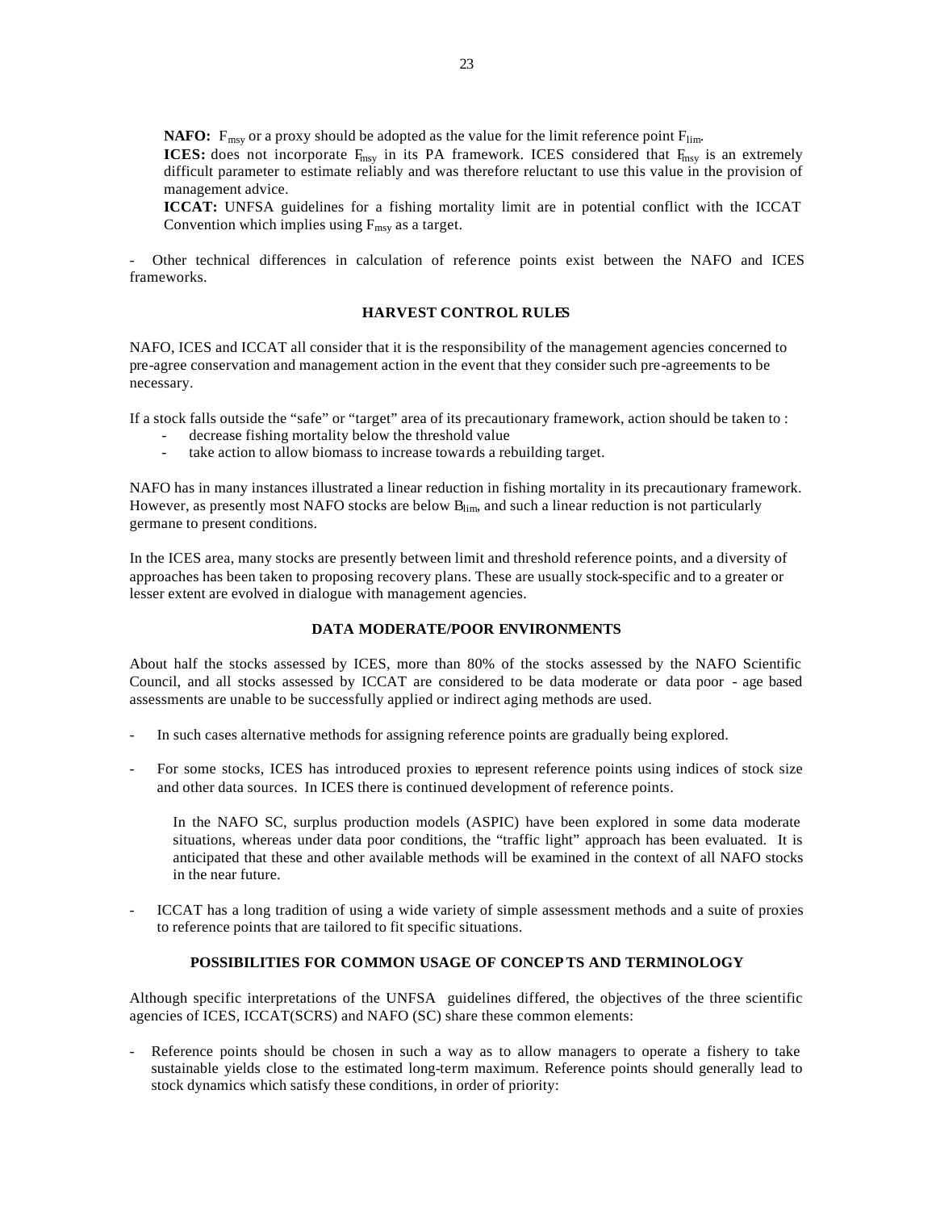**NAFO:** $F_{msy}$ or a proxy should be adopted as the value for the limit reference point $F_{lim}$.

**ICES:** does not incorporate $F_{msy}$ in its PA framework. ICES considered that $F_{msy}$ is an extremely difficult parameter to estimate reliably and was therefore reluctant to use this value in the provision of management advice.

**ICCAT:** UNFSA guidelines for a fishing mortality limit are in potential conflict with the ICCAT Convention which implies using $F_{msy}$ as a target.

- Other technical differences in calculation of reference points exist between the NAFO and ICES frameworks.

## HARVEST CONTROL RULES

NAFO, ICES and ICCAT all consider that it is the responsibility of the management agencies concerned to pre-agree conservation and management action in the event that they consider such pre-agreements to be necessary.

If a stock falls outside the "safe" or "target" area of its precautionary framework, action should be taken to :

- decrease fishing mortality below the threshold value
- take action to allow biomass to increase towards a rebuilding target.

NAFO has in many instances illustrated a linear reduction in fishing mortality in its precautionary framework. However, as presently most NAFO stocks are below $B_{lim}$, and such a linear reduction is not particularly germane to present conditions.

In the ICES area, many stocks are presently between limit and threshold reference points, and a diversity of approaches has been taken to proposing recovery plans. These are usually stock-specific and to a greater or lesser extent are evolved in dialogue with management agencies.

## DATA MODERATE/POOR ENVIRONMENTS

About half the stocks assessed by ICES, more than 80% of the stocks assessed by the NAFO Scientific Council, and all stocks assessed by ICCAT are considered to be data moderate or data poor - age based assessments are unable to be successfully applied or indirect aging methods are used.

- In such cases alternative methods for assigning reference points are gradually being explored.

- For some stocks, ICES has introduced proxies to represent reference points using indices of stock size and other data sources. In ICES there is continued development of reference points.

  In the NAFO SC, surplus production models (ASPIC) have been explored in some data moderate situations, whereas under data poor conditions, the "traffic light" approach has been evaluated. It is anticipated that these and other available methods will be examined in the context of all NAFO stocks in the near future.

- ICCAT has a long tradition of using a wide variety of simple assessment methods and a suite of proxies to reference points that are tailored to fit specific situations.

## POSSIBILITIES FOR COMMON USAGE OF CONCEPTS AND TERMINOLOGY

Although specific interpretations of the UNFSA guidelines differed, the objectives of the three scientific agencies of ICES, ICCAT(SCRS) and NAFO (SC) share these common elements:

- Reference points should be chosen in such a way as to allow managers to operate a fishery to take sustainable yields close to the estimated long-term maximum. Reference points should generally lead to stock dynamics which satisfy these conditions, in order of priority: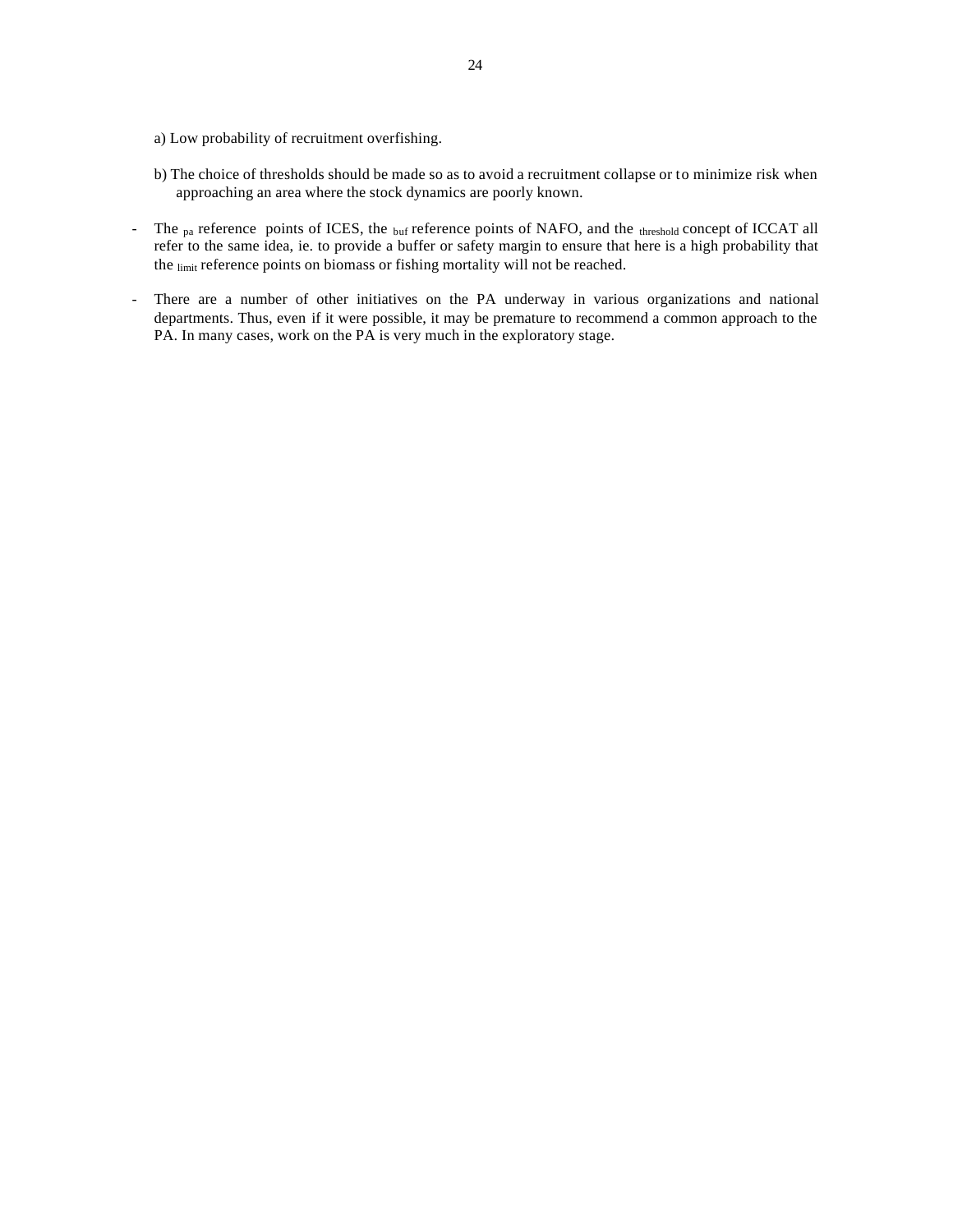a) Low probability of recruitment overfishing.

b) The choice of thresholds should be made so as to avoid a recruitment collapse or to minimize risk when approaching an area where the stock dynamics are poorly known.

- The $_{pa}$ reference points of ICES, the $_{buf}$ reference points of NAFO, and the $_{threshold}$ concept of ICCAT all refer to the same idea, ie. to provide a buffer or safety margin to ensure that here is a high probability that the $_{limit}$ reference points on biomass or fishing mortality will not be reached.

- There are a number of other initiatives on the PA underway in various organizations and national departments. Thus, even if it were possible, it may be premature to recommend a common approach to the PA. In many cases, work on the PA is very much in the exploratory stage.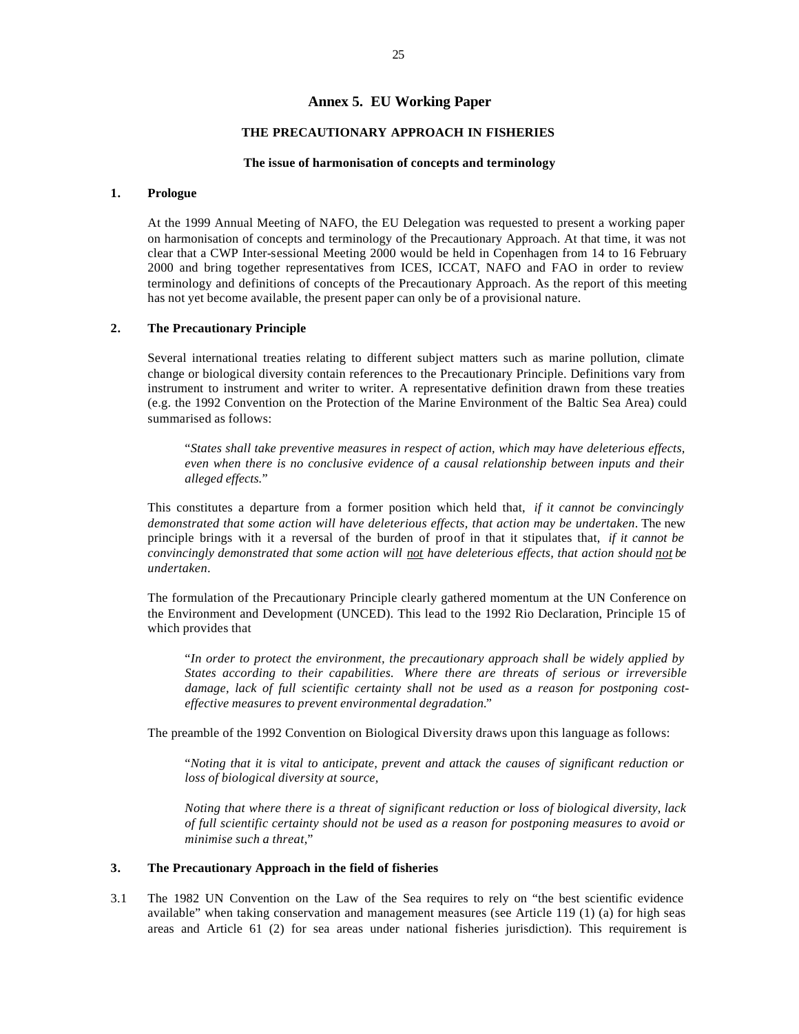## Annex 5. EU Working Paper

### THE PRECAUTIONARY APPROACH IN FISHERIES

#### The issue of harmonisation of concepts and terminology

**1. Prologue**

At the 1999 Annual Meeting of NAFO, the EU Delegation was requested to present a working paper on harmonisation of concepts and terminology of the Precautionary Approach. At that time, it was not clear that a CWP Inter-sessional Meeting 2000 would be held in Copenhagen from 14 to 16 February 2000 and bring together representatives from ICES, ICCAT, NAFO and FAO in order to review terminology and definitions of concepts of the Precautionary Approach. As the report of this meeting has not yet become available, the present paper can only be of a provisional nature.

**2. The Precautionary Principle**

Several international treaties relating to different subject matters such as marine pollution, climate change or biological diversity contain references to the Precautionary Principle. Definitions vary from instrument to instrument and writer to writer. A representative definition drawn from these treaties (e.g. the 1992 Convention on the Protection of the Marine Environment of the Baltic Sea Area) could summarised as follows:

> "*States shall take preventive measures in respect of action, which may have deleterious effects, even when there is no conclusive evidence of a causal relationship between inputs and their alleged effects.*"

This constitutes a departure from a former position which held that, *if it cannot be convincingly demonstrated that some action will have deleterious effects, that action may be undertaken*. The new principle brings with it a reversal of the burden of proof in that it stipulates that, *if it cannot be convincingly demonstrated that some action will <u>not</u> have deleterious effects, that action should <u>not</u> be undertaken*.

The formulation of the Precautionary Principle clearly gathered momentum at the UN Conference on the Environment and Development (UNCED). This lead to the 1992 Rio Declaration, Principle 15 of which provides that

> "*In order to protect the environment, the precautionary approach shall be widely applied by States according to their capabilities. Where there are threats of serious or irreversible damage, lack of full scientific certainty shall not be used as a reason for postponing cost-effective measures to prevent environmental degradation.*"

The preamble of the 1992 Convention on Biological Diversity draws upon this language as follows:

> "*Noting that it is vital to anticipate, prevent and attack the causes of significant reduction or loss of biological diversity at source,*
>
> *Noting that where there is a threat of significant reduction or loss of biological diversity, lack of full scientific certainty should not be used as a reason for postponing measures to avoid or minimise such a threat,*"

**3. The Precautionary Approach in the field of fisheries**

3.1 The 1982 UN Convention on the Law of the Sea requires to rely on "the best scientific evidence available" when taking conservation and management measures (see Article 119 (1) (a) for high seas areas and Article 61 (2) for sea areas under national fisheries jurisdiction). This requirement is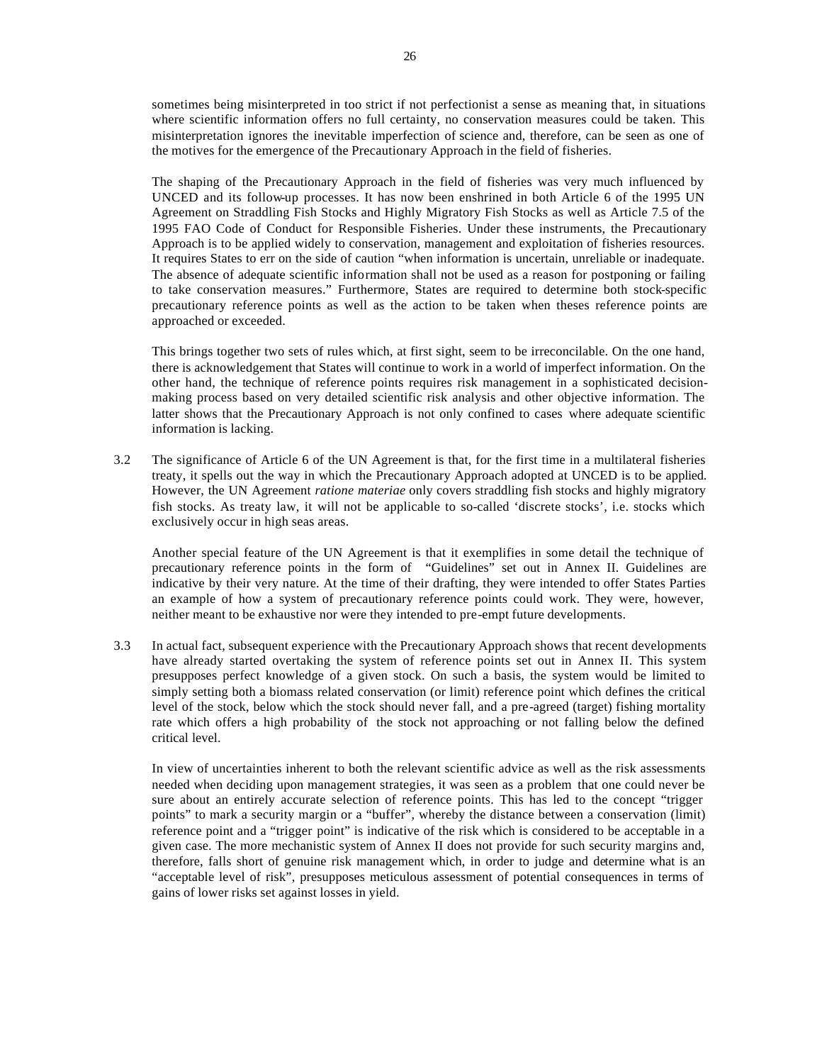sometimes being misinterpreted in too strict if not perfectionist a sense as meaning that, in situations where scientific information offers no full certainty, no conservation measures could be taken. This misinterpretation ignores the inevitable imperfection of science and, therefore, can be seen as one of the motives for the emergence of the Precautionary Approach in the field of fisheries.

The shaping of the Precautionary Approach in the field of fisheries was very much influenced by UNCED and its follow-up processes. It has now been enshrined in both Article 6 of the 1995 UN Agreement on Straddling Fish Stocks and Highly Migratory Fish Stocks as well as Article 7.5 of the 1995 FAO Code of Conduct for Responsible Fisheries. Under these instruments, the Precautionary Approach is to be applied widely to conservation, management and exploitation of fisheries resources. It requires States to err on the side of caution "when information is uncertain, unreliable or inadequate. The absence of adequate scientific information shall not be used as a reason for postponing or failing to take conservation measures." Furthermore, States are required to determine both stock-specific precautionary reference points as well as the action to be taken when theses reference points are approached or exceeded.

This brings together two sets of rules which, at first sight, seem to be irreconcilable. On the one hand, there is acknowledgement that States will continue to work in a world of imperfect information. On the other hand, the technique of reference points requires risk management in a sophisticated decision-making process based on very detailed scientific risk analysis and other objective information. The latter shows that the Precautionary Approach is not only confined to cases where adequate scientific information is lacking.

3.2 The significance of Article 6 of the UN Agreement is that, for the first time in a multilateral fisheries treaty, it spells out the way in which the Precautionary Approach adopted at UNCED is to be applied. However, the UN Agreement *ratione materiae* only covers straddling fish stocks and highly migratory fish stocks. As treaty law, it will not be applicable to so-called 'discrete stocks', i.e. stocks which exclusively occur in high seas areas.

Another special feature of the UN Agreement is that it exemplifies in some detail the technique of precautionary reference points in the form of "Guidelines" set out in Annex II. Guidelines are indicative by their very nature. At the time of their drafting, they were intended to offer States Parties an example of how a system of precautionary reference points could work. They were, however, neither meant to be exhaustive nor were they intended to pre-empt future developments.

3.3 In actual fact, subsequent experience with the Precautionary Approach shows that recent developments have already started overtaking the system of reference points set out in Annex II. This system presupposes perfect knowledge of a given stock. On such a basis, the system would be limited to simply setting both a biomass related conservation (or limit) reference point which defines the critical level of the stock, below which the stock should never fall, and a pre-agreed (target) fishing mortality rate which offers a high probability of the stock not approaching or not falling below the defined critical level.

In view of uncertainties inherent to both the relevant scientific advice as well as the risk assessments needed when deciding upon management strategies, it was seen as a problem that one could never be sure about an entirely accurate selection of reference points. This has led to the concept "trigger points" to mark a security margin or a "buffer", whereby the distance between a conservation (limit) reference point and a "trigger point" is indicative of the risk which is considered to be acceptable in a given case. The more mechanistic system of Annex II does not provide for such security margins and, therefore, falls short of genuine risk management which, in order to judge and determine what is an "acceptable level of risk", presupposes meticulous assessment of potential consequences in terms of gains of lower risks set against losses in yield.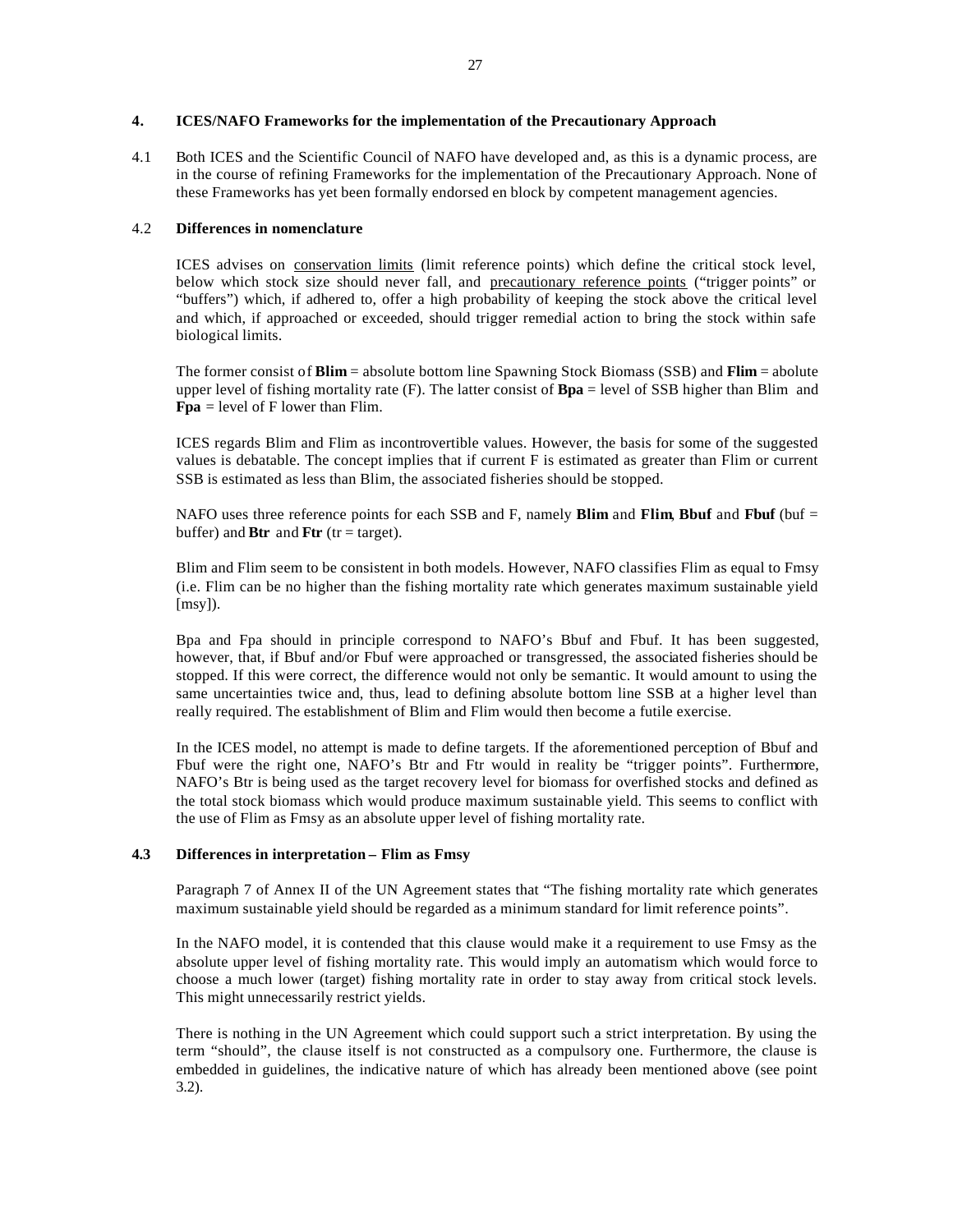## 4. ICES/NAFO Frameworks for the implementation of the Precautionary Approach

4.1 Both ICES and the Scientific Council of NAFO have developed and, as this is a dynamic process, are in the course of refining Frameworks for the implementation of the Precautionary Approach. None of these Frameworks has yet been formally endorsed en block by competent management agencies.

### 4.2 Differences in nomenclature

ICES advises on conservation limits (limit reference points) which define the critical stock level, below which stock size should never fall, and precautionary reference points ("trigger points" or "buffers") which, if adhered to, offer a high probability of keeping the stock above the critical level and which, if approached or exceeded, should trigger remedial action to bring the stock within safe biological limits.

The former consist of **Blim** = absolute bottom line Spawning Stock Biomass (SSB) and **Flim** = abolute upper level of fishing mortality rate (F). The latter consist of **Bpa** = level of SSB higher than Blim and **Fpa** = level of F lower than Flim.

ICES regards Blim and Flim as incontrovertible values. However, the basis for some of the suggested values is debatable. The concept implies that if current F is estimated as greater than Flim or current SSB is estimated as less than Blim, the associated fisheries should be stopped.

NAFO uses three reference points for each SSB and F, namely **Blim** and **Flim**, **Bbuf** and **Fbuf** (buf = buffer) and **Btr** and **Ftr** (tr = target).

Blim and Flim seem to be consistent in both models. However, NAFO classifies Flim as equal to Fmsy (i.e. Flim can be no higher than the fishing mortality rate which generates maximum sustainable yield [msy]).

Bpa and Fpa should in principle correspond to NAFO's Bbuf and Fbuf. It has been suggested, however, that, if Bbuf and/or Fbuf were approached or transgressed, the associated fisheries should be stopped. If this were correct, the difference would not only be semantic. It would amount to using the same uncertainties twice and, thus, lead to defining absolute bottom line SSB at a higher level than really required. The establishment of Blim and Flim would then become a futile exercise.

In the ICES model, no attempt is made to define targets. If the aforementioned perception of Bbuf and Fbuf were the right one, NAFO's Btr and Ftr would in reality be "trigger points". Furthermore, NAFO's Btr is being used as the target recovery level for biomass for overfished stocks and defined as the total stock biomass which would produce maximum sustainable yield. This seems to conflict with the use of Flim as Fmsy as an absolute upper level of fishing mortality rate.

### 4.3 Differences in interpretation – Flim as Fmsy

Paragraph 7 of Annex II of the UN Agreement states that "The fishing mortality rate which generates maximum sustainable yield should be regarded as a minimum standard for limit reference points".

In the NAFO model, it is contended that this clause would make it a requirement to use Fmsy as the absolute upper level of fishing mortality rate. This would imply an automatism which would force to choose a much lower (target) fishing mortality rate in order to stay away from critical stock levels. This might unnecessarily restrict yields.

There is nothing in the UN Agreement which could support such a strict interpretation. By using the term "should", the clause itself is not constructed as a compulsory one. Furthermore, the clause is embedded in guidelines, the indicative nature of which has already been mentioned above (see point 3.2).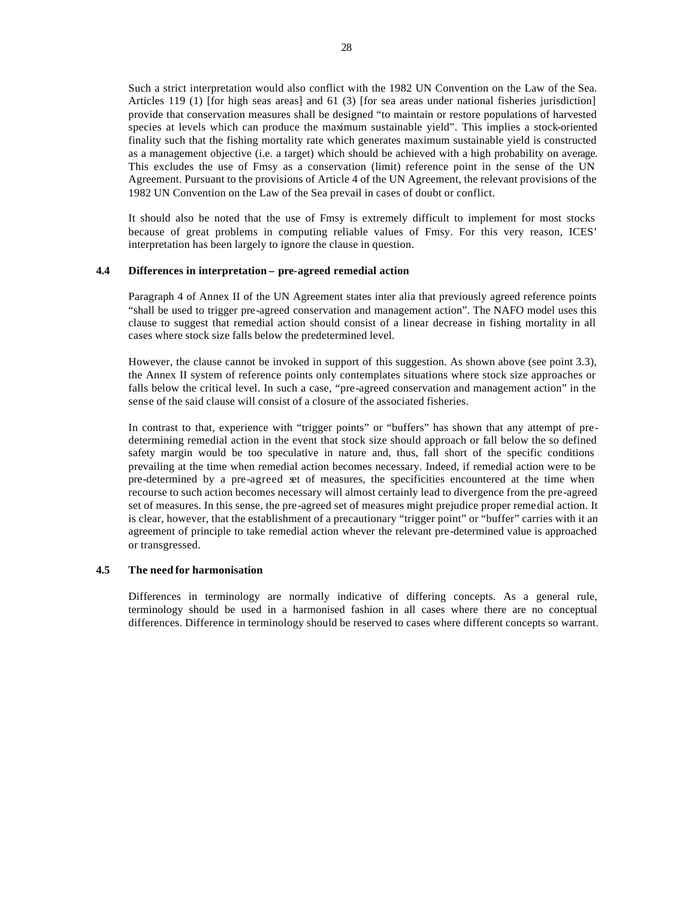Such a strict interpretation would also conflict with the 1982 UN Convention on the Law of the Sea. Articles 119 (1) [for high seas areas] and 61 (3) [for sea areas under national fisheries jurisdiction] provide that conservation measures shall be designed "to maintain or restore populations of harvested species at levels which can produce the maximum sustainable yield". This implies a stock-oriented finality such that the fishing mortality rate which generates maximum sustainable yield is constructed as a management objective (i.e. a target) which should be achieved with a high probability on average. This excludes the use of Fmsy as a conservation (limit) reference point in the sense of the UN Agreement. Pursuant to the provisions of Article 4 of the UN Agreement, the relevant provisions of the 1982 UN Convention on the Law of the Sea prevail in cases of doubt or conflict.

It should also be noted that the use of Fmsy is extremely difficult to implement for most stocks because of great problems in computing reliable values of Fmsy. For this very reason, ICES' interpretation has been largely to ignore the clause in question.

### 4.4 Differences in interpretation – pre-agreed remedial action

Paragraph 4 of Annex II of the UN Agreement states inter alia that previously agreed reference points "shall be used to trigger pre-agreed conservation and management action". The NAFO model uses this clause to suggest that remedial action should consist of a linear decrease in fishing mortality in all cases where stock size falls below the predetermined level.

However, the clause cannot be invoked in support of this suggestion. As shown above (see point 3.3), the Annex II system of reference points only contemplates situations where stock size approaches or falls below the critical level. In such a case, "pre-agreed conservation and management action" in the sense of the said clause will consist of a closure of the associated fisheries.

In contrast to that, experience with "trigger points" or "buffers" has shown that any attempt of pre-determining remedial action in the event that stock size should approach or fall below the so defined safety margin would be too speculative in nature and, thus, fall short of the specific conditions prevailing at the time when remedial action becomes necessary. Indeed, if remedial action were to be pre-determined by a pre-agreed set of measures, the specificities encountered at the time when recourse to such action becomes necessary will almost certainly lead to divergence from the pre-agreed set of measures. In this sense, the pre-agreed set of measures might prejudice proper remedial action. It is clear, however, that the establishment of a precautionary "trigger point" or "buffer" carries with it an agreement of principle to take remedial action whever the relevant pre-determined value is approached or transgressed.

### 4.5 The need for harmonisation

Differences in terminology are normally indicative of differing concepts. As a general rule, terminology should be used in a harmonised fashion in all cases where there are no conceptual differences. Difference in terminology should be reserved to cases where different concepts so warrant.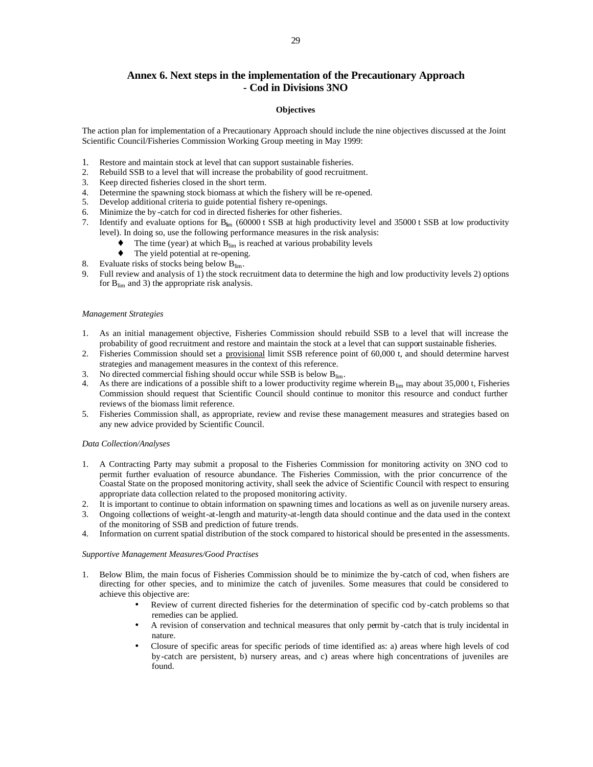## Annex 6. Next steps in the implementation of the Precautionary Approach - Cod in Divisions 3NO

**Objectives**

The action plan for implementation of a Precautionary Approach should include the nine objectives discussed at the Joint Scientific Council/Fisheries Commission Working Group meeting in May 1999:

1. Restore and maintain stock at level that can support sustainable fisheries.
2. Rebuild SSB to a level that will increase the probability of good recruitment.
3. Keep directed fisheries closed in the short term.
4. Determine the spawning stock biomass at which the fishery will be re-opened.
5. Develop additional criteria to guide potential fishery re-openings.
6. Minimize the by-catch for cod in directed fisheries for other fisheries.
7. Identify and evaluate options for $B_{lim}$ (60000 t SSB at high productivity level and 35000 t SSB at low productivity level). In doing so, use the following performance measures in the risk analysis:
   - The time (year) at which $B_{lim}$ is reached at various probability levels
   - The yield potential at re-opening.
8. Evaluate risks of stocks being below $B_{lim}$.
9. Full review and analysis of 1) the stock recruitment data to determine the high and low productivity levels 2) options for $B_{lim}$ and 3) the appropriate risk analysis.

*Management Strategies*

1. As an initial management objective, Fisheries Commission should rebuild SSB to a level that will increase the probability of good recruitment and restore and maintain the stock at a level that can support sustainable fisheries.
2. Fisheries Commission should set a provisional limit SSB reference point of 60,000 t, and should determine harvest strategies and management measures in the context of this reference.
3. No directed commercial fishing should occur while SSB is below $B_{lim}$.
4. As there are indications of a possible shift to a lower productivity regime wherein $B_{lim}$ may about 35,000 t, Fisheries Commission should request that Scientific Council should continue to monitor this resource and conduct further reviews of the biomass limit reference.
5. Fisheries Commission shall, as appropriate, review and revise these management measures and strategies based on any new advice provided by Scientific Council.

*Data Collection/Analyses*

1. A Contracting Party may submit a proposal to the Fisheries Commission for monitoring activity on 3NO cod to permit further evaluation of resource abundance. The Fisheries Commission, with the prior concurrence of the Coastal State on the proposed monitoring activity, shall seek the advice of Scientific Council with respect to ensuring appropriate data collection related to the proposed monitoring activity.
2. It is important to continue to obtain information on spawning times and locations as well as on juvenile nursery areas.
3. Ongoing collections of weight-at-length and maturity-at-length data should continue and the data used in the context of the monitoring of SSB and prediction of future trends.
4. Information on current spatial distribution of the stock compared to historical should be presented in the assessments.

*Supportive Management Measures/Good Practises*

1. Below Blim, the main focus of Fisheries Commission should be to minimize the by-catch of cod, when fishers are directing for other species, and to minimize the catch of juveniles. Some measures that could be considered to achieve this objective are:
   - Review of current directed fisheries for the determination of specific cod by-catch problems so that remedies can be applied.
   - A revision of conservation and technical measures that only permit by-catch that is truly incidental in nature.
   - Closure of specific areas for specific periods of time identified as: a) areas where high levels of cod by-catch are persistent, b) nursery areas, and c) areas where high concentrations of juveniles are found.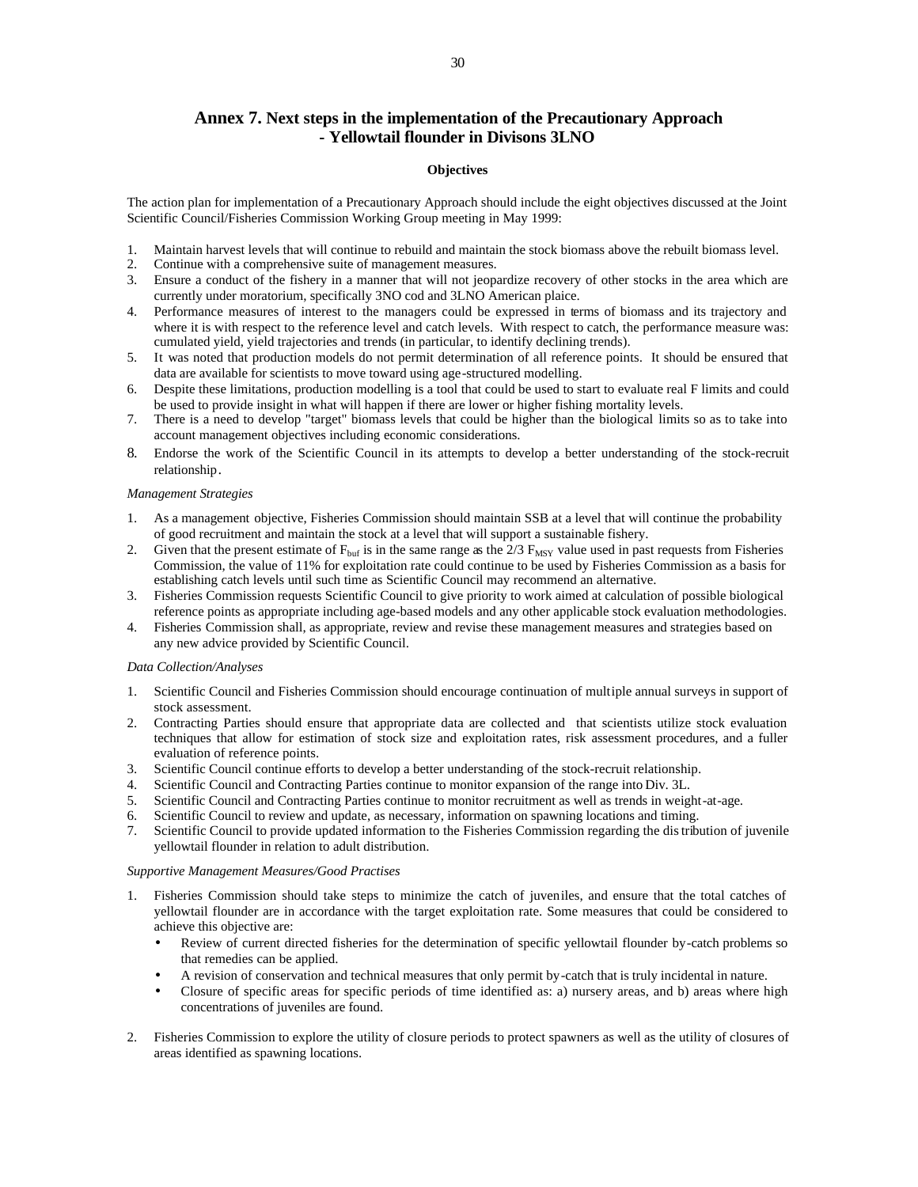## Annex 7. Next steps in the implementation of the Precautionary Approach - Yellowtail flounder in Divisons 3LNO

### Objectives

The action plan for implementation of a Precautionary Approach should include the eight objectives discussed at the Joint Scientific Council/Fisheries Commission Working Group meeting in May 1999:

1. Maintain harvest levels that will continue to rebuild and maintain the stock biomass above the rebuilt biomass level.
2. Continue with a comprehensive suite of management measures.
3. Ensure a conduct of the fishery in a manner that will not jeopardize recovery of other stocks in the area which are currently under moratorium, specifically 3NO cod and 3LNO American plaice.
4. Performance measures of interest to the managers could be expressed in terms of biomass and its trajectory and where it is with respect to the reference level and catch levels. With respect to catch, the performance measure was: cumulated yield, yield trajectories and trends (in particular, to identify declining trends).
5. It was noted that production models do not permit determination of all reference points. It should be ensured that data are available for scientists to move toward using age-structured modelling.
6. Despite these limitations, production modelling is a tool that could be used to start to evaluate real F limits and could be used to provide insight in what will happen if there are lower or higher fishing mortality levels.
7. There is a need to develop "target" biomass levels that could be higher than the biological limits so as to take into account management objectives including economic considerations.
8. Endorse the work of the Scientific Council in its attempts to develop a better understanding of the stock-recruit relationship.

*Management Strategies*

1. As a management objective, Fisheries Commission should maintain SSB at a level that will continue the probability of good recruitment and maintain the stock at a level that will support a sustainable fishery.
2. Given that the present estimate of $F_{buf}$ is in the same range as the 2/3 $F_{MSY}$ value used in past requests from Fisheries Commission, the value of 11% for exploitation rate could continue to be used by Fisheries Commission as a basis for establishing catch levels until such time as Scientific Council may recommend an alternative.
3. Fisheries Commission requests Scientific Council to give priority to work aimed at calculation of possible biological reference points as appropriate including age-based models and any other applicable stock evaluation methodologies.
4. Fisheries Commission shall, as appropriate, review and revise these management measures and strategies based on any new advice provided by Scientific Council.

*Data Collection/Analyses*

1. Scientific Council and Fisheries Commission should encourage continuation of multiple annual surveys in support of stock assessment.
2. Contracting Parties should ensure that appropriate data are collected and that scientists utilize stock evaluation techniques that allow for estimation of stock size and exploitation rates, risk assessment procedures, and a fuller evaluation of reference points.
3. Scientific Council continue efforts to develop a better understanding of the stock-recruit relationship.
4. Scientific Council and Contracting Parties continue to monitor expansion of the range into Div. 3L.
5. Scientific Council and Contracting Parties continue to monitor recruitment as well as trends in weight-at-age.
6. Scientific Council to review and update, as necessary, information on spawning locations and timing.
7. Scientific Council to provide updated information to the Fisheries Commission regarding the distribution of juvenile yellowtail flounder in relation to adult distribution.

*Supportive Management Measures/Good Practises*

1. Fisheries Commission should take steps to minimize the catch of juveniles, and ensure that the total catches of yellowtail flounder are in accordance with the target exploitation rate. Some measures that could be considered to achieve this objective are:
   - Review of current directed fisheries for the determination of specific yellowtail flounder by-catch problems so that remedies can be applied.
   - A revision of conservation and technical measures that only permit by-catch that is truly incidental in nature.
   - Closure of specific areas for specific periods of time identified as: a) nursery areas, and b) areas where high concentrations of juveniles are found.

2. Fisheries Commission to explore the utility of closure periods to protect spawners as well as the utility of closures of areas identified as spawning locations.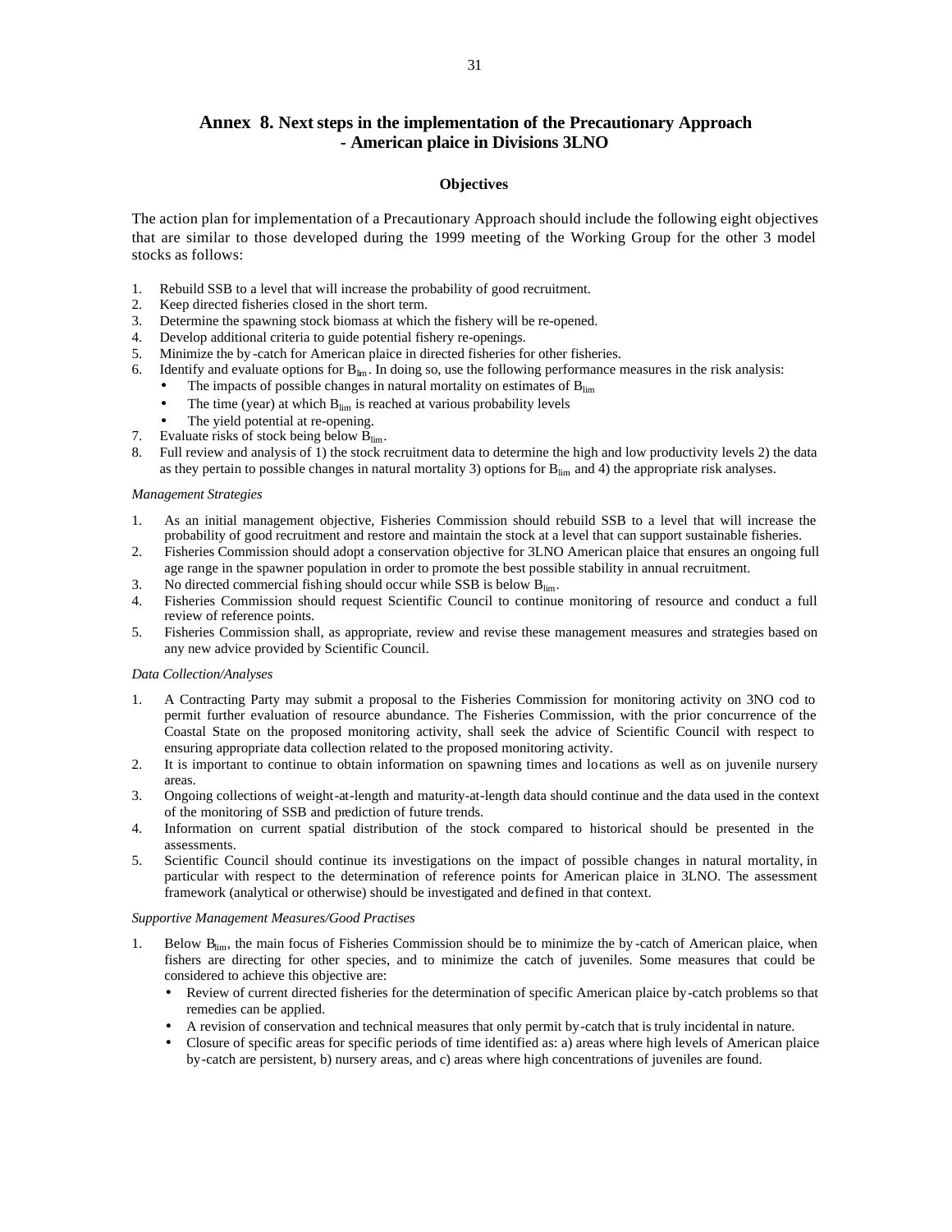## Annex 8. Next steps in the implementation of the Precautionary Approach - American plaice in Divisions 3LNO

### Objectives

The action plan for implementation of a Precautionary Approach should include the following eight objectives that are similar to those developed during the 1999 meeting of the Working Group for the other 3 model stocks as follows:

1. Rebuild SSB to a level that will increase the probability of good recruitment.
2. Keep directed fisheries closed in the short term.
3. Determine the spawning stock biomass at which the fishery will be re-opened.
4. Develop additional criteria to guide potential fishery re-openings.
5. Minimize the by-catch for American plaice in directed fisheries for other fisheries.
6. Identify and evaluate options for $B_{lim}$. In doing so, use the following performance measures in the risk analysis:
   - The impacts of possible changes in natural mortality on estimates of $B_{lim}$
   - The time (year) at which $B_{lim}$ is reached at various probability levels
   - The yield potential at re-opening.
7. Evaluate risks of stock being below $B_{lim}$.
8. Full review and analysis of 1) the stock recruitment data to determine the high and low productivity levels 2) the data as they pertain to possible changes in natural mortality 3) options for $B_{lim}$ and 4) the appropriate risk analyses.

*Management Strategies*

1. As an initial management objective, Fisheries Commission should rebuild SSB to a level that will increase the probability of good recruitment and restore and maintain the stock at a level that can support sustainable fisheries.
2. Fisheries Commission should adopt a conservation objective for 3LNO American plaice that ensures an ongoing full age range in the spawner population in order to promote the best possible stability in annual recruitment.
3. No directed commercial fishing should occur while SSB is below $B_{lim}$.
4. Fisheries Commission should request Scientific Council to continue monitoring of resource and conduct a full review of reference points.
5. Fisheries Commission shall, as appropriate, review and revise these management measures and strategies based on any new advice provided by Scientific Council.

*Data Collection/Analyses*

1. A Contracting Party may submit a proposal to the Fisheries Commission for monitoring activity on 3NO cod to permit further evaluation of resource abundance. The Fisheries Commission, with the prior concurrence of the Coastal State on the proposed monitoring activity, shall seek the advice of Scientific Council with respect to ensuring appropriate data collection related to the proposed monitoring activity.
2. It is important to continue to obtain information on spawning times and locations as well as on juvenile nursery areas.
3. Ongoing collections of weight-at-length and maturity-at-length data should continue and the data used in the context of the monitoring of SSB and prediction of future trends.
4. Information on current spatial distribution of the stock compared to historical should be presented in the assessments.
5. Scientific Council should continue its investigations on the impact of possible changes in natural mortality, in particular with respect to the determination of reference points for American plaice in 3LNO. The assessment framework (analytical or otherwise) should be investigated and defined in that context.

*Supportive Management Measures/Good Practises*

1. Below $B_{lim}$, the main focus of Fisheries Commission should be to minimize the by-catch of American plaice, when fishers are directing for other species, and to minimize the catch of juveniles. Some measures that could be considered to achieve this objective are:
   - Review of current directed fisheries for the determination of specific American plaice by-catch problems so that remedies can be applied.
   - A revision of conservation and technical measures that only permit by-catch that is truly incidental in nature.
   - Closure of specific areas for specific periods of time identified as: a) areas where high levels of American plaice by-catch are persistent, b) nursery areas, and c) areas where high concentrations of juveniles are found.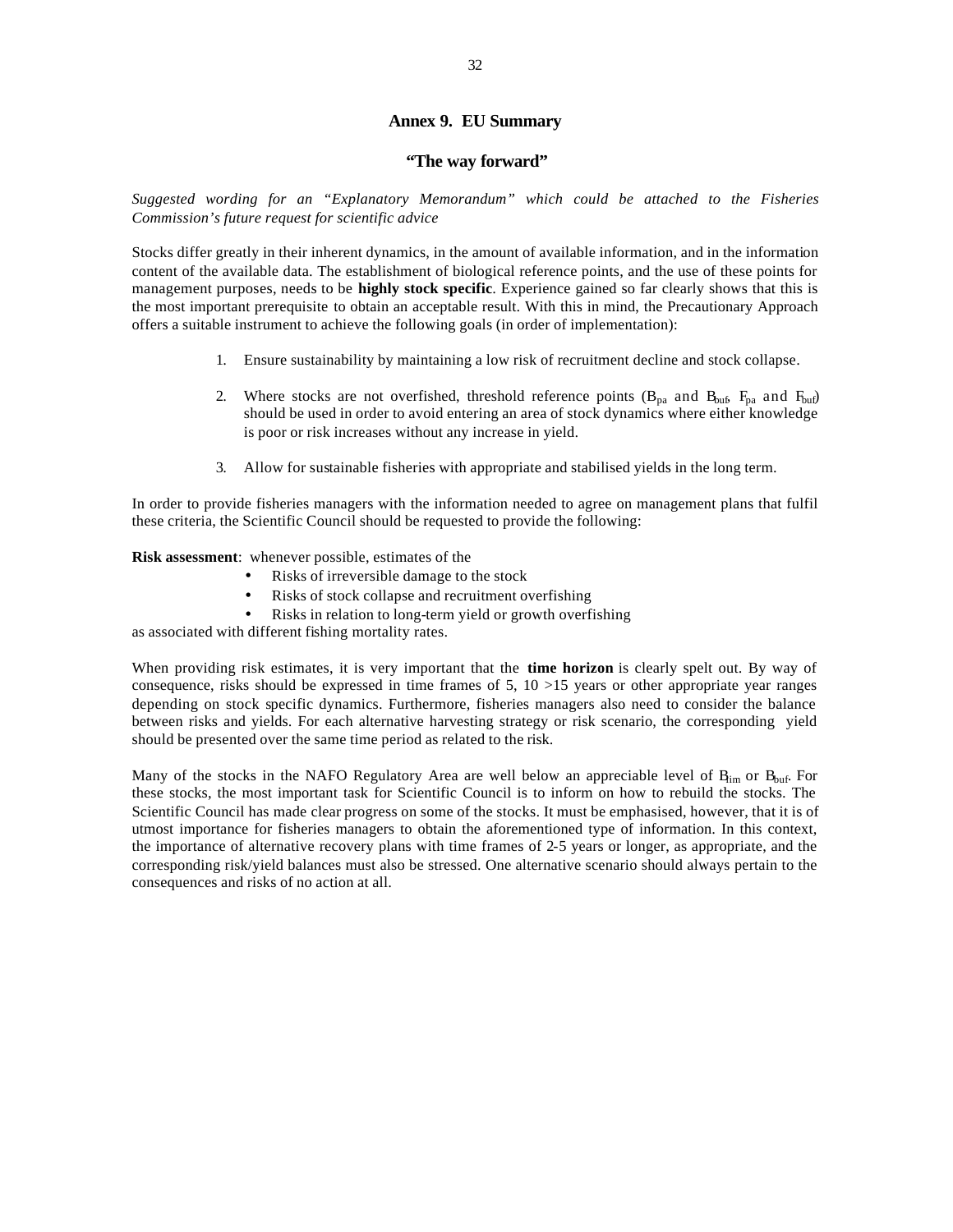## Annex 9. EU Summary

### "The way forward"

*Suggested wording for an "Explanatory Memorandum" which could be attached to the Fisheries Commission's future request for scientific advice*

Stocks differ greatly in their inherent dynamics, in the amount of available information, and in the information content of the available data. The establishment of biological reference points, and the use of these points for management purposes, needs to be **highly stock specific**. Experience gained so far clearly shows that this is the most important prerequisite to obtain an acceptable result. With this in mind, the Precautionary Approach offers a suitable instrument to achieve the following goals (in order of implementation):

1. Ensure sustainability by maintaining a low risk of recruitment decline and stock collapse.

2. Where stocks are not overfished, threshold reference points ($B_{pa}$ and $B_{buf}$, $F_{pa}$ and $F_{buf}$) should be used in order to avoid entering an area of stock dynamics where either knowledge is poor or risk increases without any increase in yield.

3. Allow for sustainable fisheries with appropriate and stabilised yields in the long term.

In order to provide fisheries managers with the information needed to agree on management plans that fulfil these criteria, the Scientific Council should be requested to provide the following:

**Risk assessment**: whenever possible, estimates of the

- Risks of irreversible damage to the stock
- Risks of stock collapse and recruitment overfishing
- Risks in relation to long-term yield or growth overfishing

as associated with different fishing mortality rates.

When providing risk estimates, it is very important that the **time horizon** is clearly spelt out. By way of consequence, risks should be expressed in time frames of 5, 10 >15 years or other appropriate year ranges depending on stock specific dynamics. Furthermore, fisheries managers also need to consider the balance between risks and yields. For each alternative harvesting strategy or risk scenario, the corresponding yield should be presented over the same time period as related to the risk.

Many of the stocks in the NAFO Regulatory Area are well below an appreciable level of $B_{lim}$ or $B_{buf}$. For these stocks, the most important task for Scientific Council is to inform on how to rebuild the stocks. The Scientific Council has made clear progress on some of the stocks. It must be emphasised, however, that it is of utmost importance for fisheries managers to obtain the aforementioned type of information. In this context, the importance of alternative recovery plans with time frames of 2-5 years or longer, as appropriate, and the corresponding risk/yield balances must also be stressed. One alternative scenario should always pertain to the consequences and risks of no action at all.